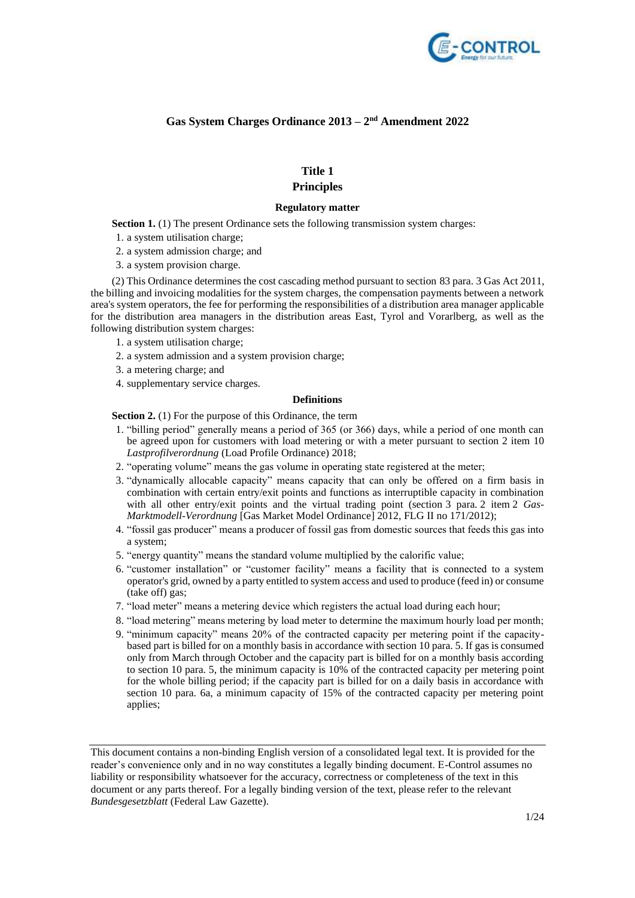# Gas System Charges Ordinance 2013 – 2nd Amendment 2022

## Title 1

## Principles

### Regulatory matter

**Section 1.** (1) The present Ordinance sets the following transmission system charges:

1. a system utilisation charge;
2. a system admission charge; and
3. a system provision charge.

(2) This Ordinance determines the cost cascading method pursuant to section 83 para. 3 Gas Act 2011, the billing and invoicing modalities for the system charges, the compensation payments between a network area's system operators, the fee for performing the responsibilities of a distribution area manager applicable for the distribution area managers in the distribution areas East, Tyrol and Vorarlberg, as well as the following distribution system charges:

1. a system utilisation charge;
2. a system admission and a system provision charge;
3. a metering charge; and
4. supplementary service charges.

### Definitions

**Section 2.** (1) For the purpose of this Ordinance, the term

1. "billing period" generally means a period of 365 (or 366) days, while a period of one month can be agreed upon for customers with load metering or with a meter pursuant to section 2 item 10 *Lastprofilverordnung* (Load Profile Ordinance) 2018;
2. "operating volume" means the gas volume in operating state registered at the meter;
3. "dynamically allocable capacity" means capacity that can only be offered on a firm basis in combination with certain entry/exit points and functions as interruptible capacity in combination with all other entry/exit points and the virtual trading point (section 3 para. 2 item 2 *Gas-Marktmodell-Verordnung* [Gas Market Model Ordinance] 2012, FLG II no 171/2012);
4. "fossil gas producer" means a producer of fossil gas from domestic sources that feeds this gas into a system;
5. "energy quantity" means the standard volume multiplied by the calorific value;
6. "customer installation" or "customer facility" means a facility that is connected to a system operator's grid, owned by a party entitled to system access and used to produce (feed in) or consume (take off) gas;
7. "load meter" means a metering device which registers the actual load during each hour;
8. "load metering" means metering by load meter to determine the maximum hourly load per month;
9. "minimum capacity" means 20% of the contracted capacity per metering point if the capacity-based part is billed for on a monthly basis in accordance with section 10 para. 5. If gas is consumed only from March through October and the capacity part is billed for on a monthly basis according to section 10 para. 5, the minimum capacity is 10% of the contracted capacity per metering point for the whole billing period; if the capacity part is billed for on a daily basis in accordance with section 10 para. 6a, a minimum capacity of 15% of the contracted capacity per metering point applies;

---

This document contains a non-binding English version of a consolidated legal text. It is provided for the reader's convenience only and in no way constitutes a legally binding document. E-Control assumes no liability or responsibility whatsoever for the accuracy, correctness or completeness of the text in this document or any parts thereof. For a legally binding version of the text, please refer to the relevant *Bundesgesetzblatt* (Federal Law Gazette).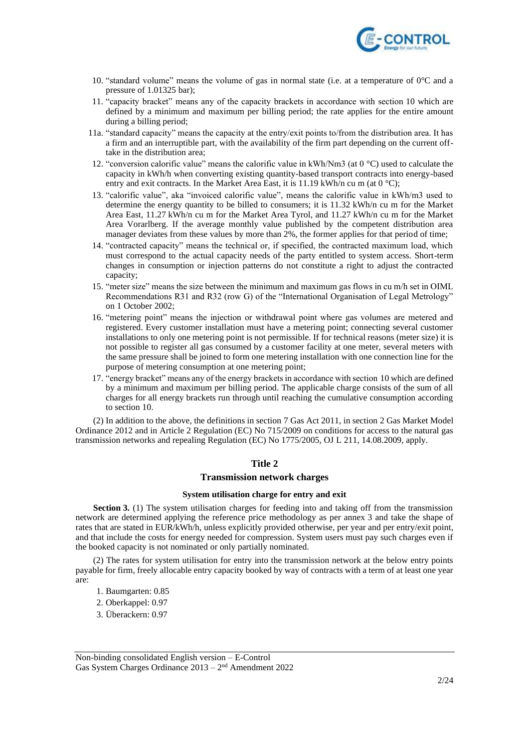10. "standard volume" means the volume of gas in normal state (i.e. at a temperature of 0°C and a pressure of 1.01325 bar);
11. "capacity bracket" means any of the capacity brackets in accordance with section 10 which are defined by a minimum and maximum per billing period; the rate applies for the entire amount during a billing period;

11a. "standard capacity" means the capacity at the entry/exit points to/from the distribution area. It has a firm and an interruptible part, with the availability of the firm part depending on the current off-take in the distribution area;

12. "conversion calorific value" means the calorific value in kWh/Nm3 (at 0 °C) used to calculate the capacity in kWh/h when converting existing quantity-based transport contracts into energy-based entry and exit contracts. In the Market Area East, it is 11.19 kWh/n cu m (at 0 °C);
13. "calorific value", aka "invoiced calorific value", means the calorific value in kWh/m3 used to determine the energy quantity to be billed to consumers; it is 11.32 kWh/n cu m for the Market Area East, 11.27 kWh/n cu m for the Market Area Tyrol, and 11.27 kWh/n cu m for the Market Area Vorarlberg. If the average monthly value published by the competent distribution area manager deviates from these values by more than 2%, the former applies for that period of time;
14. "contracted capacity" means the technical or, if specified, the contracted maximum load, which must correspond to the actual capacity needs of the party entitled to system access. Short-term changes in consumption or injection patterns do not constitute a right to adjust the contracted capacity;
15. "meter size" means the size between the minimum and maximum gas flows in cu m/h set in OIML Recommendations R31 and R32 (row G) of the "International Organisation of Legal Metrology" on 1 October 2002;
16. "metering point" means the injection or withdrawal point where gas volumes are metered and registered. Every customer installation must have a metering point; connecting several customer installations to only one metering point is not permissible. If for technical reasons (meter size) it is not possible to register all gas consumed by a customer facility at one meter, several meters with the same pressure shall be joined to form one metering installation with one connection line for the purpose of metering consumption at one metering point;
17. "energy bracket" means any of the energy brackets in accordance with section 10 which are defined by a minimum and maximum per billing period. The applicable charge consists of the sum of all charges for all energy brackets run through until reaching the cumulative consumption according to section 10.

(2) In addition to the above, the definitions in section 7 Gas Act 2011, in section 2 Gas Market Model Ordinance 2012 and in Article 2 Regulation (EC) No 715/2009 on conditions for access to the natural gas transmission networks and repealing Regulation (EC) No 1775/2005, OJ L 211, 14.08.2009, apply.

## Title 2

## Transmission network charges

### System utilisation charge for entry and exit

**Section 3.** (1) The system utilisation charges for feeding into and taking off from the transmission network are determined applying the reference price methodology as per annex 3 and take the shape of rates that are stated in EUR/kWh/h, unless explicitly provided otherwise, per year and per entry/exit point, and that include the costs for energy needed for compression. System users must pay such charges even if the booked capacity is not nominated or only partially nominated.

(2) The rates for system utilisation for entry into the transmission network at the below entry points payable for firm, freely allocable entry capacity booked by way of contracts with a term of at least one year are:

1. Baumgarten: 0.85
2. Oberkappel: 0.97
3. Überackern: 0.97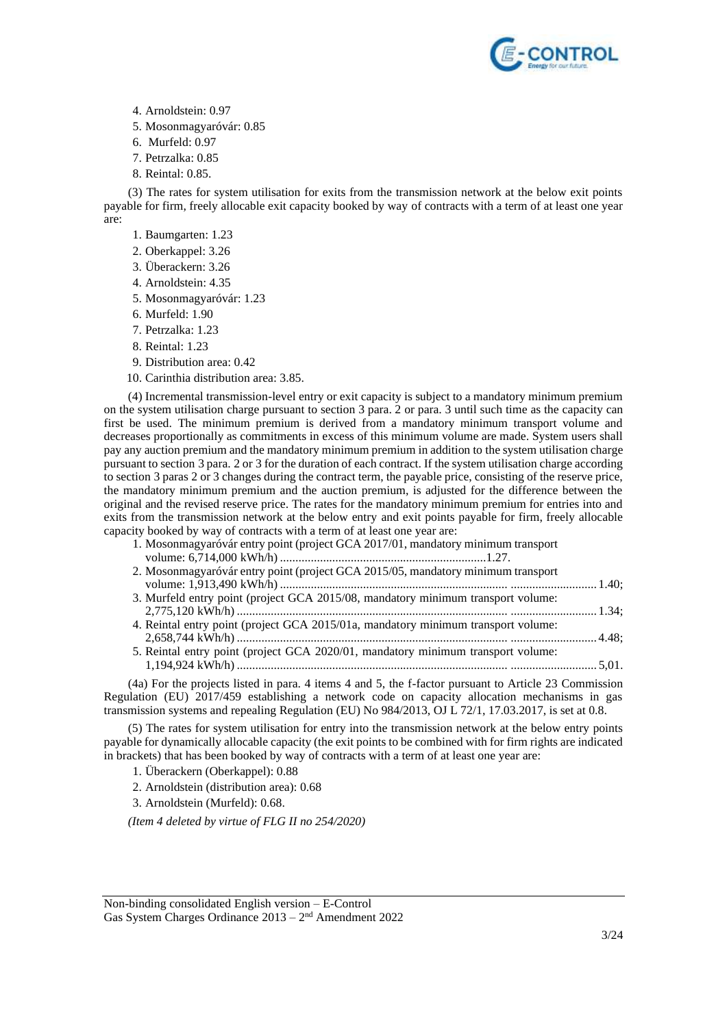4. Arnoldstein: 0.97
5. Mosonmagyaróvár: 0.85
6. Murfeld: 0.97
7. Petrzalka: 0.85
8. Reintal: 0.85.

(3) The rates for system utilisation for exits from the transmission network at the below exit points payable for firm, freely allocable exit capacity booked by way of contracts with a term of at least one year are:

1. Baumgarten: 1.23
2. Oberkappel: 3.26
3. Überackern: 3.26
4. Arnoldstein: 4.35
5. Mosonmagyaróvár: 1.23
6. Murfeld: 1.90
7. Petrzalka: 1.23
8. Reintal: 1.23
9. Distribution area: 0.42
10. Carinthia distribution area: 3.85.

(4) Incremental transmission-level entry or exit capacity is subject to a mandatory minimum premium on the system utilisation charge pursuant to section 3 para. 2 or para. 3 until such time as the capacity can first be used. The minimum premium is derived from a mandatory minimum transport volume and decreases proportionally as commitments in excess of this minimum volume are made. System users shall pay any auction premium and the mandatory minimum premium in addition to the system utilisation charge pursuant to section 3 para. 2 or 3 for the duration of each contract. If the system utilisation charge according to section 3 paras 2 or 3 changes during the contract term, the payable price, consisting of the reserve price, the mandatory minimum premium and the auction premium, is adjusted for the difference between the original and the revised reserve price. The rates for the mandatory minimum premium for entries into and exits from the transmission network at the below entry and exit points payable for firm, freely allocable capacity booked by way of contracts with a term of at least one year are:

1. Mosonmagyaróvár entry point (project GCA 2017/01, mandatory minimum transport volume: 6,714,000 kWh/h) ....................................................................1.27.
2. Mosonmagyaróvár entry point (project GCA 2015/05, mandatory minimum transport volume: 1,913,490 kWh/h) ........................................................................ ............................ 1.40;
3. Murfeld entry point (project GCA 2015/08, mandatory minimum transport volume: 2,775,120 kWh/h) ..................................................................................... ............................ 1.34;
4. Reintal entry point (project GCA 2015/01a, mandatory minimum transport volume: 2,658,744 kWh/h) ..................................................................................... ............................ 4.48;
5. Reintal entry point (project GCA 2020/01, mandatory minimum transport volume: 1,194,924 kWh/h) ..................................................................................... ............................ 5,01.

(4a) For the projects listed in para. 4 items 4 and 5, the f-factor pursuant to Article 23 Commission Regulation (EU) 2017/459 establishing a network code on capacity allocation mechanisms in gas transmission systems and repealing Regulation (EU) No 984/2013, OJ L 72/1, 17.03.2017, is set at 0.8.

(5) The rates for system utilisation for entry into the transmission network at the below entry points payable for dynamically allocable capacity (the exit points to be combined with for firm rights are indicated in brackets) that has been booked by way of contracts with a term of at least one year are:

1. Überackern (Oberkappel): 0.88
2. Arnoldstein (distribution area): 0.68
3. Arnoldstein (Murfeld): 0.68.

*(Item 4 deleted by virtue of FLG II no 254/2020)*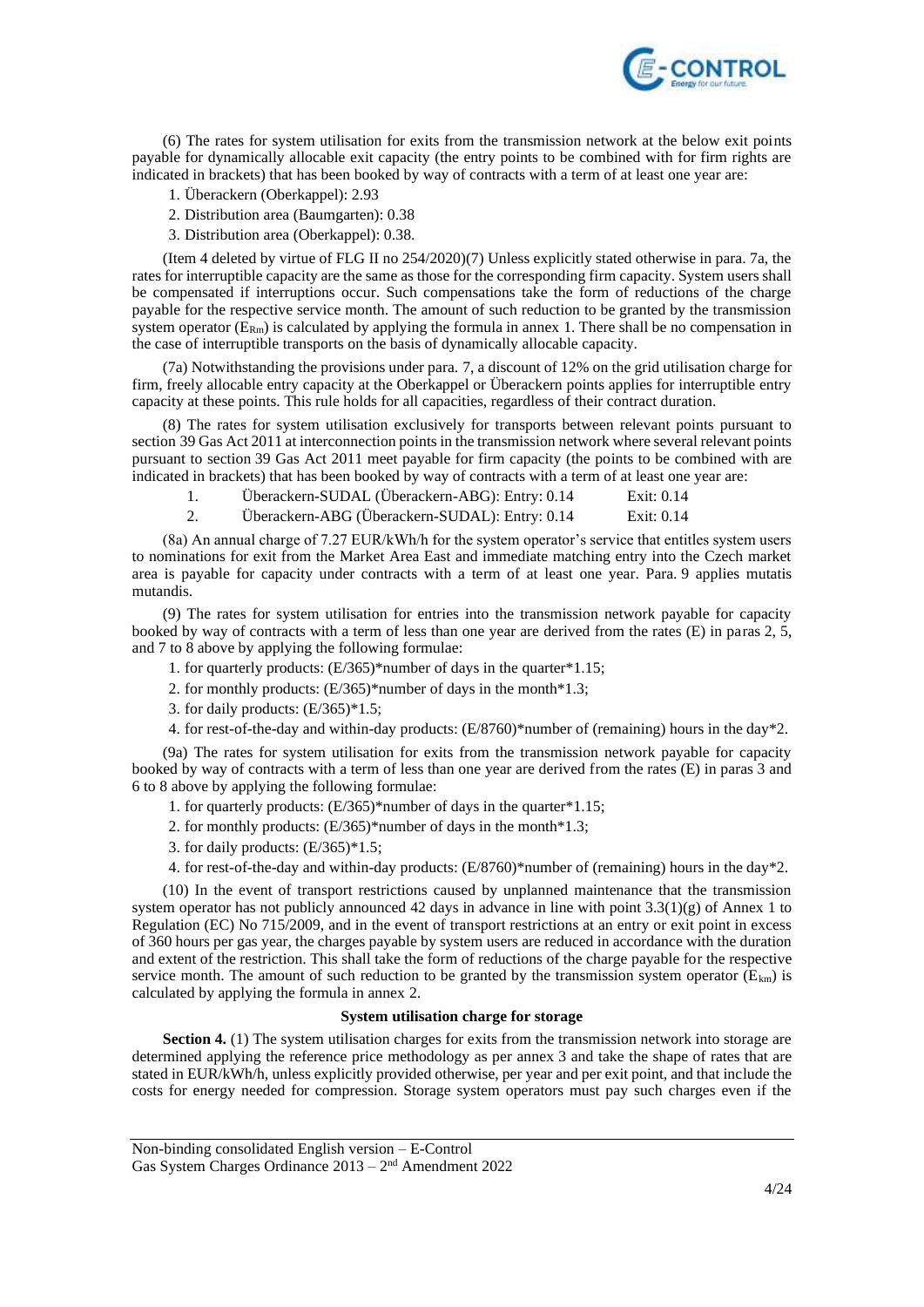(6) The rates for system utilisation for exits from the transmission network at the below exit points payable for dynamically allocable exit capacity (the entry points to be combined with for firm rights are indicated in brackets) that has been booked by way of contracts with a term of at least one year are:

1. Überackern (Oberkappel): 2.93
2. Distribution area (Baumgarten): 0.38
3. Distribution area (Oberkappel): 0.38.

(Item 4 deleted by virtue of FLG II no 254/2020)(7) Unless explicitly stated otherwise in para. 7a, the rates for interruptible capacity are the same as those for the corresponding firm capacity. System users shall be compensated if interruptions occur. Such compensations take the form of reductions of the charge payable for the respective service month. The amount of such reduction to be granted by the transmission system operator ($E_{Rm}$) is calculated by applying the formula in annex 1. There shall be no compensation in the case of interruptible transports on the basis of dynamically allocable capacity.

(7a) Notwithstanding the provisions under para. 7, a discount of 12% on the grid utilisation charge for firm, freely allocable entry capacity at the Oberkappel or Überackern points applies for interruptible entry capacity at these points. This rule holds for all capacities, regardless of their contract duration.

(8) The rates for system utilisation exclusively for transports between relevant points pursuant to section 39 Gas Act 2011 at interconnection points in the transmission network where several relevant points pursuant to section 39 Gas Act 2011 meet payable for firm capacity (the points to be combined with are indicated in brackets) that has been booked by way of contracts with a term of at least one year are:

1. Überackern-SUDAL (Überackern-ABG): Entry: 0.14 Exit: 0.14
2. Überackern-ABG (Überackern-SUDAL): Entry: 0.14 Exit: 0.14

(8a) An annual charge of 7.27 EUR/kWh/h for the system operator's service that entitles system users to nominations for exit from the Market Area East and immediate matching entry into the Czech market area is payable for capacity under contracts with a term of at least one year. Para. 9 applies mutatis mutandis.

(9) The rates for system utilisation for entries into the transmission network payable for capacity booked by way of contracts with a term of less than one year are derived from the rates (E) in paras 2, 5, and 7 to 8 above by applying the following formulae:

1. for quarterly products: (E/365)*number of days in the quarter*1.15;
2. for monthly products: (E/365)*number of days in the month*1.3;
3. for daily products: (E/365)*1.5;
4. for rest-of-the-day and within-day products: (E/8760)*number of (remaining) hours in the day*2.

(9a) The rates for system utilisation for exits from the transmission network payable for capacity booked by way of contracts with a term of less than one year are derived from the rates (E) in paras 3 and 6 to 8 above by applying the following formulae:

1. for quarterly products: (E/365)*number of days in the quarter*1.15;
2. for monthly products: (E/365)*number of days in the month*1.3;
3. for daily products: (E/365)*1.5;
4. for rest-of-the-day and within-day products: (E/8760)*number of (remaining) hours in the day*2.

(10) In the event of transport restrictions caused by unplanned maintenance that the transmission system operator has not publicly announced 42 days in advance in line with point 3.3(1)(g) of Annex 1 to Regulation (EC) No 715/2009, and in the event of transport restrictions at an entry or exit point in excess of 360 hours per gas year, the charges payable by system users are reduced in accordance with the duration and extent of the restriction. This shall take the form of reductions of the charge payable for the respective service month. The amount of such reduction to be granted by the transmission system operator ($E_{km}$) is calculated by applying the formula in annex 2.

**System utilisation charge for storage**

**Section 4.** (1) The system utilisation charges for exits from the transmission network into storage are determined applying the reference price methodology as per annex 3 and take the shape of rates that are stated in EUR/kWh/h, unless explicitly provided otherwise, per year and per exit point, and that include the costs for energy needed for compression. Storage system operators must pay such charges even if the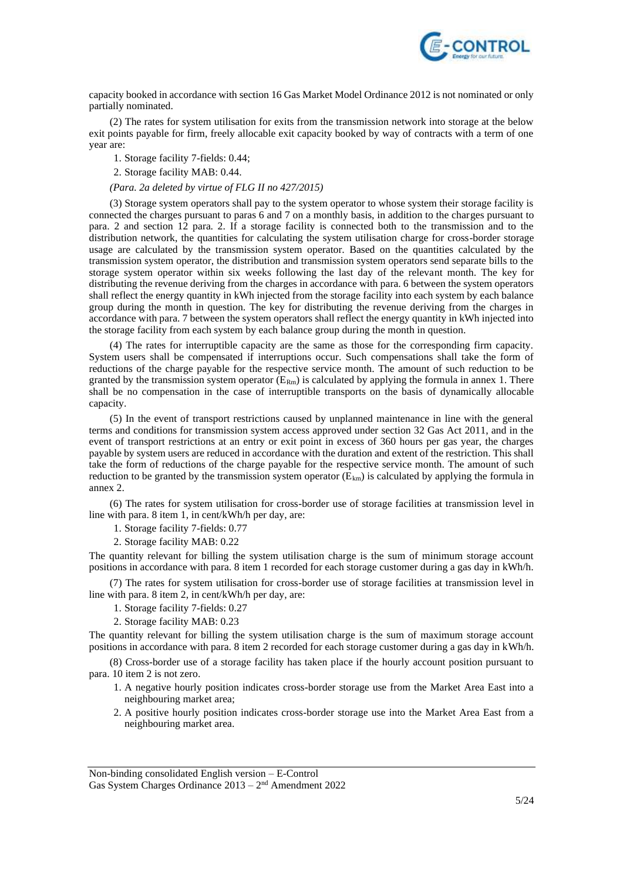capacity booked in accordance with section 16 Gas Market Model Ordinance 2012 is not nominated or only partially nominated.

(2) The rates for system utilisation for exits from the transmission network into storage at the below exit points payable for firm, freely allocable exit capacity booked by way of contracts with a term of one year are:

1. Storage facility 7-fields: 0.44;
2. Storage facility MAB: 0.44.

*(Para. 2a deleted by virtue of FLG II no 427/2015)*

(3) Storage system operators shall pay to the system operator to whose system their storage facility is connected the charges pursuant to paras 6 and 7 on a monthly basis, in addition to the charges pursuant to para. 2 and section 12 para. 2. If a storage facility is connected both to the transmission and to the distribution network, the quantities for calculating the system utilisation charge for cross-border storage usage are calculated by the transmission system operator. Based on the quantities calculated by the transmission system operator, the distribution and transmission system operators send separate bills to the storage system operator within six weeks following the last day of the relevant month. The key for distributing the revenue deriving from the charges in accordance with para. 6 between the system operators shall reflect the energy quantity in kWh injected from the storage facility into each system by each balance group during the month in question. The key for distributing the revenue deriving from the charges in accordance with para. 7 between the system operators shall reflect the energy quantity in kWh injected into the storage facility from each system by each balance group during the month in question.

(4) The rates for interruptible capacity are the same as those for the corresponding firm capacity. System users shall be compensated if interruptions occur. Such compensations shall take the form of reductions of the charge payable for the respective service month. The amount of such reduction to be granted by the transmission system operator ($E_{Rm}$) is calculated by applying the formula in annex 1. There shall be no compensation in the case of interruptible transports on the basis of dynamically allocable capacity.

(5) In the event of transport restrictions caused by unplanned maintenance in line with the general terms and conditions for transmission system access approved under section 32 Gas Act 2011, and in the event of transport restrictions at an entry or exit point in excess of 360 hours per gas year, the charges payable by system users are reduced in accordance with the duration and extent of the restriction. This shall take the form of reductions of the charge payable for the respective service month. The amount of such reduction to be granted by the transmission system operator ($E_{km}$) is calculated by applying the formula in annex 2.

(6) The rates for system utilisation for cross-border use of storage facilities at transmission level in line with para. 8 item 1, in cent/kWh/h per day, are:

1. Storage facility 7-fields: 0.77
2. Storage facility MAB: 0.22

The quantity relevant for billing the system utilisation charge is the sum of minimum storage account positions in accordance with para. 8 item 1 recorded for each storage customer during a gas day in kWh/h.

(7) The rates for system utilisation for cross-border use of storage facilities at transmission level in line with para. 8 item 2, in cent/kWh/h per day, are:

1. Storage facility 7-fields: 0.27
2. Storage facility MAB: 0.23

The quantity relevant for billing the system utilisation charge is the sum of maximum storage account positions in accordance with para. 8 item 2 recorded for each storage customer during a gas day in kWh/h.

(8) Cross-border use of a storage facility has taken place if the hourly account position pursuant to para. 10 item 2 is not zero.

1. A negative hourly position indicates cross-border storage use from the Market Area East into a neighbouring market area;
2. A positive hourly position indicates cross-border storage use into the Market Area East from a neighbouring market area.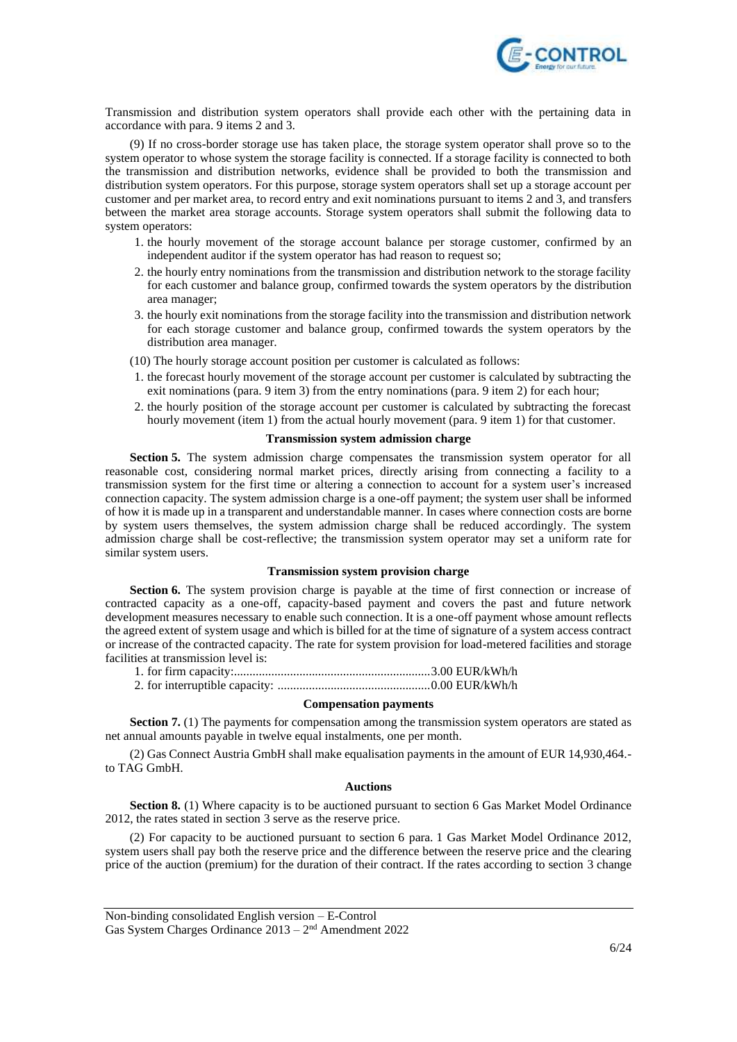Transmission and distribution system operators shall provide each other with the pertaining data in accordance with para. 9 items 2 and 3.

(9) If no cross-border storage use has taken place, the storage system operator shall prove so to the system operator to whose system the storage facility is connected. If a storage facility is connected to both the transmission and distribution networks, evidence shall be provided to both the transmission and distribution system operators. For this purpose, storage system operators shall set up a storage account per customer and per market area, to record entry and exit nominations pursuant to items 2 and 3, and transfers between the market area storage accounts. Storage system operators shall submit the following data to system operators:

1. the hourly movement of the storage account balance per storage customer, confirmed by an independent auditor if the system operator has had reason to request so;
2. the hourly entry nominations from the transmission and distribution network to the storage facility for each customer and balance group, confirmed towards the system operators by the distribution area manager;
3. the hourly exit nominations from the storage facility into the transmission and distribution network for each storage customer and balance group, confirmed towards the system operators by the distribution area manager.

(10) The hourly storage account position per customer is calculated as follows:

1. the forecast hourly movement of the storage account per customer is calculated by subtracting the exit nominations (para. 9 item 3) from the entry nominations (para. 9 item 2) for each hour;
2. the hourly position of the storage account per customer is calculated by subtracting the forecast hourly movement (item 1) from the actual hourly movement (para. 9 item 1) for that customer.

### Transmission system admission charge

**Section 5.** The system admission charge compensates the transmission system operator for all reasonable cost, considering normal market prices, directly arising from connecting a facility to a transmission system for the first time or altering a connection to account for a system user's increased connection capacity. The system admission charge is a one-off payment; the system user shall be informed of how it is made up in a transparent and understandable manner. In cases where connection costs are borne by system users themselves, the system admission charge shall be reduced accordingly. The system admission charge shall be cost-reflective; the transmission system operator may set a uniform rate for similar system users.

### Transmission system provision charge

**Section 6.** The system provision charge is payable at the time of first connection or increase of contracted capacity as a one-off, capacity-based payment and covers the past and future network development measures necessary to enable such connection. It is a one-off payment whose amount reflects the agreed extent of system usage and which is billed for at the time of signature of a system access contract or increase of the contracted capacity. The rate for system provision for load-metered facilities and storage facilities at transmission level is:

1. for firm capacity:...............................................................3.00 EUR/kWh/h
2. for interruptible capacity: .................................................0.00 EUR/kWh/h

### Compensation payments

**Section 7.** (1) The payments for compensation among the transmission system operators are stated as net annual amounts payable in twelve equal instalments, one per month.

(2) Gas Connect Austria GmbH shall make equalisation payments in the amount of EUR 14,930,464.- to TAG GmbH.

### Auctions

**Section 8.** (1) Where capacity is to be auctioned pursuant to section 6 Gas Market Model Ordinance 2012, the rates stated in section 3 serve as the reserve price.

(2) For capacity to be auctioned pursuant to section 6 para. 1 Gas Market Model Ordinance 2012, system users shall pay both the reserve price and the difference between the reserve price and the clearing price of the auction (premium) for the duration of their contract. If the rates according to section 3 change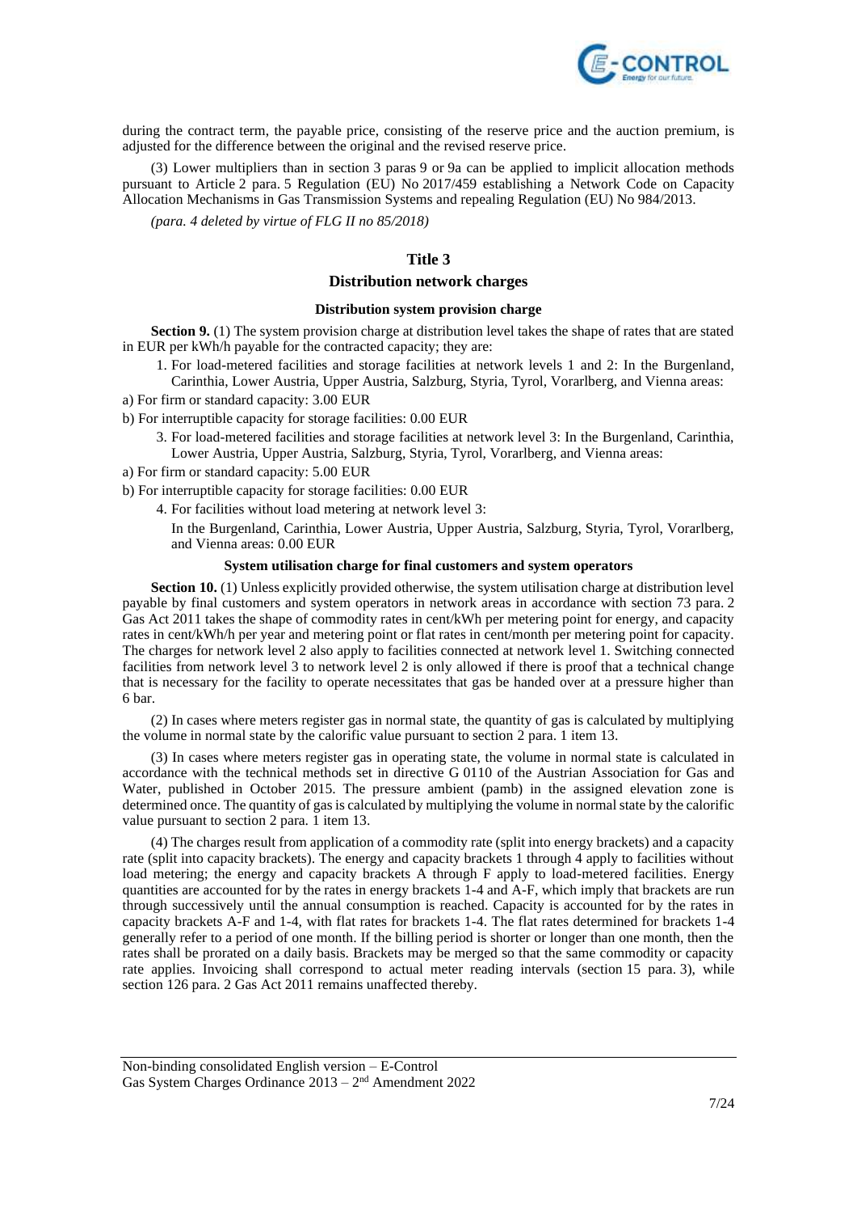during the contract term, the payable price, consisting of the reserve price and the auction premium, is adjusted for the difference between the original and the revised reserve price.

(3) Lower multipliers than in section 3 paras 9 or 9a can be applied to implicit allocation methods pursuant to Article 2 para. 5 Regulation (EU) No 2017/459 establishing a Network Code on Capacity Allocation Mechanisms in Gas Transmission Systems and repealing Regulation (EU) No 984/2013.

*(para. 4 deleted by virtue of FLG II no 85/2018)*

## Title 3

## Distribution network charges

### Distribution system provision charge

**Section 9.** (1) The system provision charge at distribution level takes the shape of rates that are stated in EUR per kWh/h payable for the contracted capacity; they are:

1. For load-metered facilities and storage facilities at network levels 1 and 2: In the Burgenland, Carinthia, Lower Austria, Upper Austria, Salzburg, Styria, Tyrol, Vorarlberg, and Vienna areas:

a) For firm or standard capacity: 3.00 EUR

b) For interruptible capacity for storage facilities: 0.00 EUR

3. For load-metered facilities and storage facilities at network level 3: In the Burgenland, Carinthia, Lower Austria, Upper Austria, Salzburg, Styria, Tyrol, Vorarlberg, and Vienna areas:

a) For firm or standard capacity: 5.00 EUR

b) For interruptible capacity for storage facilities: 0.00 EUR

4. For facilities without load metering at network level 3:

   In the Burgenland, Carinthia, Lower Austria, Upper Austria, Salzburg, Styria, Tyrol, Vorarlberg, and Vienna areas: 0.00 EUR

### System utilisation charge for final customers and system operators

**Section 10.** (1) Unless explicitly provided otherwise, the system utilisation charge at distribution level payable by final customers and system operators in network areas in accordance with section 73 para. 2 Gas Act 2011 takes the shape of commodity rates in cent/kWh per metering point for energy, and capacity rates in cent/kWh/h per year and metering point or flat rates in cent/month per metering point for capacity. The charges for network level 2 also apply to facilities connected at network level 1. Switching connected facilities from network level 3 to network level 2 is only allowed if there is proof that a technical change that is necessary for the facility to operate necessitates that gas be handed over at a pressure higher than 6 bar.

(2) In cases where meters register gas in normal state, the quantity of gas is calculated by multiplying the volume in normal state by the calorific value pursuant to section 2 para. 1 item 13.

(3) In cases where meters register gas in operating state, the volume in normal state is calculated in accordance with the technical methods set in directive G 0110 of the Austrian Association for Gas and Water, published in October 2015. The pressure ambient (pamb) in the assigned elevation zone is determined once. The quantity of gas is calculated by multiplying the volume in normal state by the calorific value pursuant to section 2 para. 1 item 13.

(4) The charges result from application of a commodity rate (split into energy brackets) and a capacity rate (split into capacity brackets). The energy and capacity brackets 1 through 4 apply to facilities without load metering; the energy and capacity brackets A through F apply to load-metered facilities. Energy quantities are accounted for by the rates in energy brackets 1-4 and A-F, which imply that brackets are run through successively until the annual consumption is reached. Capacity is accounted for by the rates in capacity brackets A-F and 1-4, with flat rates for brackets 1-4. The flat rates determined for brackets 1-4 generally refer to a period of one month. If the billing period is shorter or longer than one month, then the rates shall be prorated on a daily basis. Brackets may be merged so that the same commodity or capacity rate applies. Invoicing shall correspond to actual meter reading intervals (section 15 para. 3), while section 126 para. 2 Gas Act 2011 remains unaffected thereby.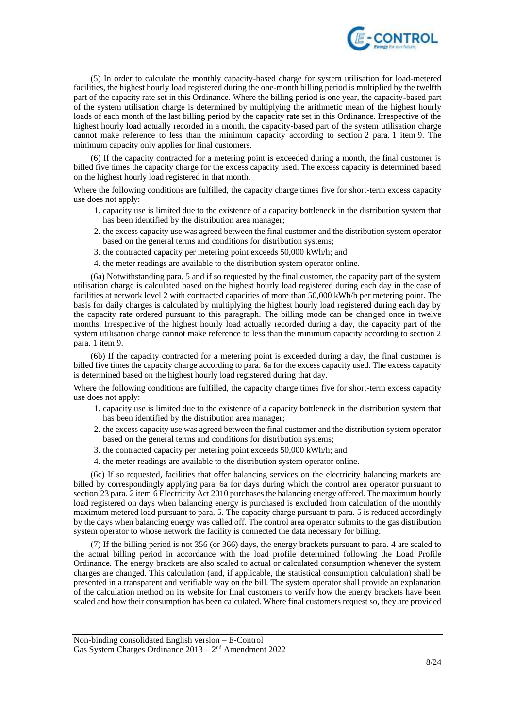(5) In order to calculate the monthly capacity-based charge for system utilisation for load-metered facilities, the highest hourly load registered during the one-month billing period is multiplied by the twelfth part of the capacity rate set in this Ordinance. Where the billing period is one year, the capacity-based part of the system utilisation charge is determined by multiplying the arithmetic mean of the highest hourly loads of each month of the last billing period by the capacity rate set in this Ordinance. Irrespective of the highest hourly load actually recorded in a month, the capacity-based part of the system utilisation charge cannot make reference to less than the minimum capacity according to section 2 para. 1 item 9. The minimum capacity only applies for final customers.

(6) If the capacity contracted for a metering point is exceeded during a month, the final customer is billed five times the capacity charge for the excess capacity used. The excess capacity is determined based on the highest hourly load registered in that month.

Where the following conditions are fulfilled, the capacity charge times five for short-term excess capacity use does not apply:

1. capacity use is limited due to the existence of a capacity bottleneck in the distribution system that has been identified by the distribution area manager;
2. the excess capacity use was agreed between the final customer and the distribution system operator based on the general terms and conditions for distribution systems;
3. the contracted capacity per metering point exceeds 50,000 kWh/h; and
4. the meter readings are available to the distribution system operator online.

(6a) Notwithstanding para. 5 and if so requested by the final customer, the capacity part of the system utilisation charge is calculated based on the highest hourly load registered during each day in the case of facilities at network level 2 with contracted capacities of more than 50,000 kWh/h per metering point. The basis for daily charges is calculated by multiplying the highest hourly load registered during each day by the capacity rate ordered pursuant to this paragraph. The billing mode can be changed once in twelve months. Irrespective of the highest hourly load actually recorded during a day, the capacity part of the system utilisation charge cannot make reference to less than the minimum capacity according to section 2 para. 1 item 9.

(6b) If the capacity contracted for a metering point is exceeded during a day, the final customer is billed five times the capacity charge according to para. 6a for the excess capacity used. The excess capacity is determined based on the highest hourly load registered during that day.

Where the following conditions are fulfilled, the capacity charge times five for short-term excess capacity use does not apply:

1. capacity use is limited due to the existence of a capacity bottleneck in the distribution system that has been identified by the distribution area manager;
2. the excess capacity use was agreed between the final customer and the distribution system operator based on the general terms and conditions for distribution systems;
3. the contracted capacity per metering point exceeds 50,000 kWh/h; and
4. the meter readings are available to the distribution system operator online.

(6c) If so requested, facilities that offer balancing services on the electricity balancing markets are billed by correspondingly applying para. 6a for days during which the control area operator pursuant to section 23 para. 2 item 6 Electricity Act 2010 purchases the balancing energy offered. The maximum hourly load registered on days when balancing energy is purchased is excluded from calculation of the monthly maximum metered load pursuant to para. 5. The capacity charge pursuant to para. 5 is reduced accordingly by the days when balancing energy was called off. The control area operator submits to the gas distribution system operator to whose network the facility is connected the data necessary for billing.

(7) If the billing period is not 356 (or 366) days, the energy brackets pursuant to para. 4 are scaled to the actual billing period in accordance with the load profile determined following the Load Profile Ordinance. The energy brackets are also scaled to actual or calculated consumption whenever the system charges are changed. This calculation (and, if applicable, the statistical consumption calculation) shall be presented in a transparent and verifiable way on the bill. The system operator shall provide an explanation of the calculation method on its website for final customers to verify how the energy brackets have been scaled and how their consumption has been calculated. Where final customers request so, they are provided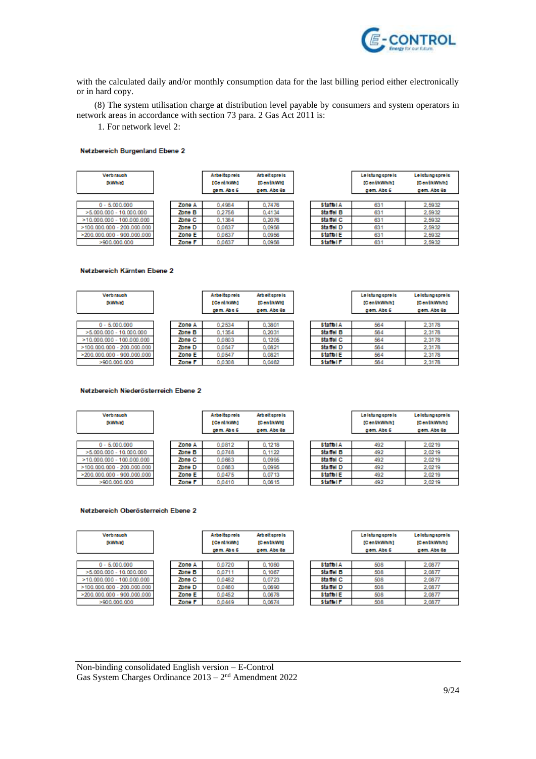with the calculated daily and/or monthly consumption data for the last billing period either electronically or in hard copy.

(8) The system utilisation charge at distribution level payable by consumers and system operators in network areas in accordance with section 73 para. 2 Gas Act 2011 is:

1. For network level 2:

**Netzbereich Burgenland Ebene 2**

| Verbrauch [kWh/a] | | Arbeitspreis [Cent/kWh] gem. Abs 5 | Arbeitspreis [Cent/kWh] gem. Abs 5a | | Leistungspreis [Cent/kWh/h] gem. Abs 5 | Leistungspreis [Cent/kWh/h] gem. Abs 5a |
|---|---|---|---|---|---|---|
| 0 - 5.000.000 | Zone A | 0,4984 | 0,7476 | Staffel A | 631 | 2,5932 |
| >5.000.000 - 10.000.000 | Zone B | 0,2756 | 0,4134 | Staffel B | 631 | 2,5932 |
| >10.000.000 - 100.000.000 | Zone C | 0,1384 | 0,2076 | Staffel C | 631 | 2,5932 |
| >100.000.000 - 200.000.000 | Zone D | 0,0637 | 0,0956 | Staffel D | 631 | 2,5932 |
| >200.000.000 - 900.000.000 | Zone E | 0,0637 | 0,0956 | Staffel E | 631 | 2,5932 |
| >900.000.000 | Zone F | 0,0637 | 0,0956 | Staffel F | 631 | 2,5932 |

**Netzbereich Kärnten Ebene 2**

| Verbrauch [kWh/a] | | Arbeitspreis [Cent/kWh] gem. Abs 5 | Arbeitspreis [Cent/kWh] gem. Abs 5a | | Leistungspreis [Cent/kWh/h] gem. Abs 5 | Leistungspreis [Cent/kWh/h] gem. Abs 5a |
|---|---|---|---|---|---|---|
| 0 - 5.000.000 | Zone A | 0,2534 | 0,3801 | Staffel A | 564 | 2,3178 |
| >5.000.000 - 10.000.000 | Zone B | 0,1354 | 0,2031 | Staffel B | 564 | 2,3178 |
| >10.000.000 - 100.000.000 | Zone C | 0,0803 | 0,1205 | Staffel C | 564 | 2,3178 |
| >100.000.000 - 200.000.000 | Zone D | 0,0547 | 0,0821 | Staffel D | 564 | 2,3178 |
| >200.000.000 - 900.000.000 | Zone E | 0,0547 | 0,0821 | Staffel E | 564 | 2,3178 |
| >900.000.000 | Zone F | 0,0308 | 0,0462 | Staffel F | 564 | 2,3178 |

**Netzbereich Niederösterreich Ebene 2**

| Verbrauch [kWh/a] | | Arbeitspreis [Cent/kWh] gem. Abs 5 | Arbeitspreis [Cent/kWh] gem. Abs 5a | | Leistungspreis [Cent/kWh/h] gem. Abs 5 | Leistungspreis [Cent/kWh/h] gem. Abs 5a |
|---|---|---|---|---|---|---|
| 0 - 5.000.000 | Zone A | 0,0812 | 0,1218 | Staffel A | 492 | 2,0219 |
| >5.000.000 - 10.000.000 | Zone B | 0,0748 | 0,1122 | Staffel B | 492 | 2,0219 |
| >10.000.000 - 100.000.000 | Zone C | 0,0663 | 0,0995 | Staffel C | 492 | 2,0219 |
| >100.000.000 - 200.000.000 | Zone D | 0,0663 | 0,0995 | Staffel D | 492 | 2,0219 |
| >200.000.000 - 900.000.000 | Zone E | 0,0475 | 0,0713 | Staffel E | 492 | 2,0219 |
| >900.000.000 | Zone F | 0,0410 | 0,0615 | Staffel F | 492 | 2,0219 |

**Netzbereich Oberösterreich Ebene 2**

| Verbrauch [kWh/a] | | Arbeitspreis [Cent/kWh] gem. Abs 5 | Arbeitspreis [Cent/kWh] gem. Abs 5a | | Leistungspreis [Cent/kWh/h] gem. Abs 5 | Leistungspreis [Cent/kWh/h] gem. Abs 5a |
|---|---|---|---|---|---|---|
| 0 - 5.000.000 | Zone A | 0,0720 | 0,1080 | Staffel A | 508 | 2,0877 |
| >5.000.000 - 10.000.000 | Zone B | 0,0711 | 0,1067 | Staffel B | 508 | 2,0877 |
| >10.000.000 - 100.000.000 | Zone C | 0,0482 | 0,0723 | Staffel C | 508 | 2,0877 |
| >100.000.000 - 200.000.000 | Zone D | 0,0460 | 0,0690 | Staffel D | 508 | 2,0877 |
| >200.000.000 - 900.000.000 | Zone E | 0,0452 | 0,0678 | Staffel E | 508 | 2,0877 |
| >900.000.000 | Zone F | 0,0449 | 0,0674 | Staffel F | 508 | 2,0877 |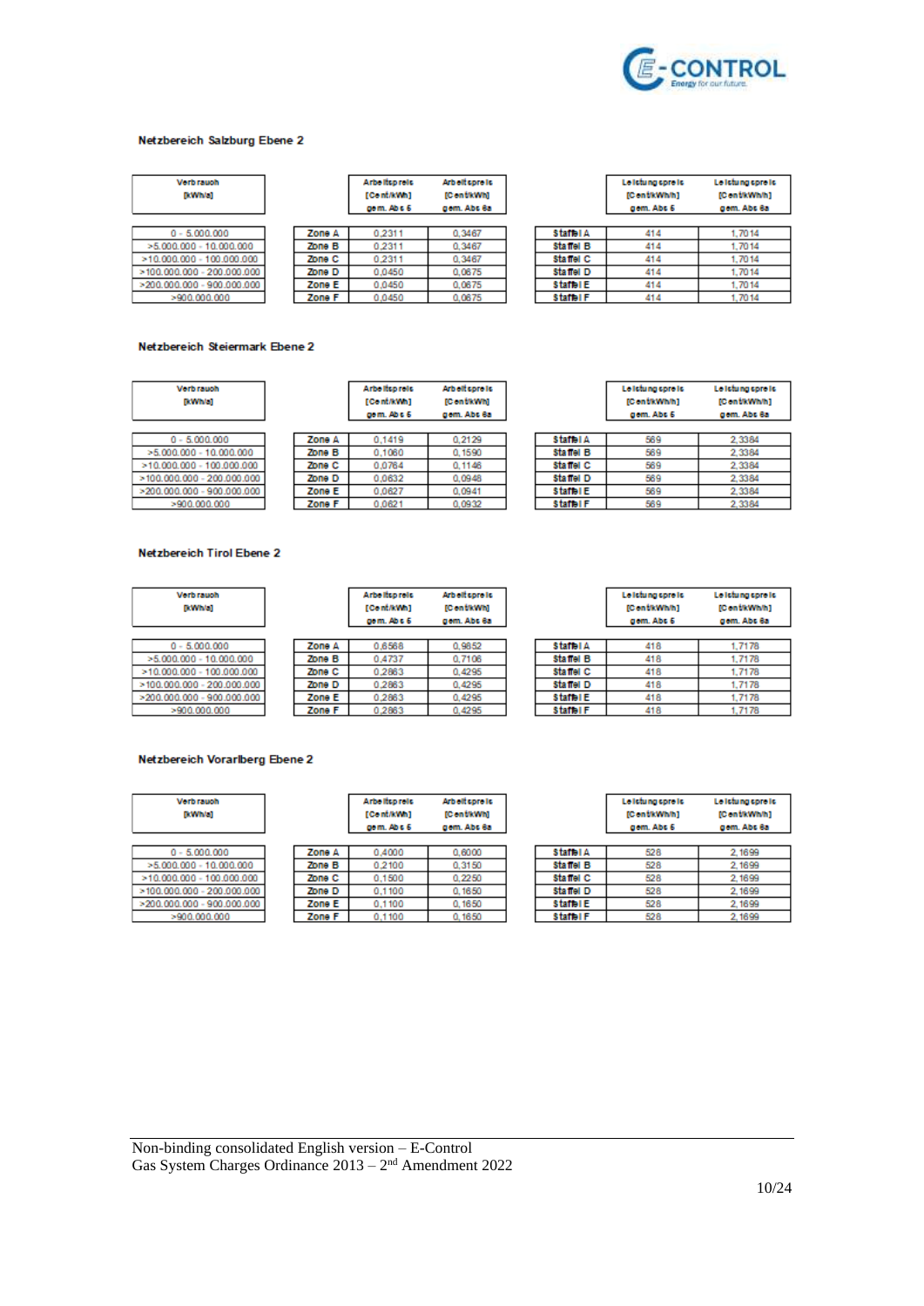#### Netzbereich Salzburg Ebene 2

| Verbrauch [kWh/a] | | Arbeitspreis [Cent/kWh] gem. Abs 5 | Arbeitspreis [Cent/kWh] gem. Abs 6a | | Leistungspreis [Cent/kWh/h] gem. Abs 5 | Leistungspreis [Cent/kWh/h] gem. Abs 6a |
|---|---|---|---|---|---|---|
| 0 - 5.000.000 | Zone A | 0,2311 | 0,3467 | Staffel A | 414 | 1,7014 |
| >5.000.000 - 10.000.000 | Zone B | 0,2311 | 0,3467 | Staffel B | 414 | 1,7014 |
| >10.000.000 - 100.000.000 | Zone C | 0,2311 | 0,3467 | Staffel C | 414 | 1,7014 |
| >100.000.000 - 200.000.000 | Zone D | 0,0450 | 0,0675 | Staffel D | 414 | 1,7014 |
| >200.000.000 - 900.000.000 | Zone E | 0,0450 | 0,0675 | Staffel E | 414 | 1,7014 |
| >900.000.000 | Zone F | 0,0450 | 0,0675 | Staffel F | 414 | 1,7014 |

#### Netzbereich Steiermark Ebene 2

| Verbrauch [kWh/a] | | Arbeitspreis [Cent/kWh] gem. Abs 5 | Arbeitspreis [Cent/kWh] gem. Abs 6a | | Leistungspreis [Cent/kWh/h] gem. Abs 5 | Leistungspreis [Cent/kWh/h] gem. Abs 6a |
|---|---|---|---|---|---|---|
| 0 - 5.000.000 | Zone A | 0,1419 | 0,2129 | Staffel A | 569 | 2,3384 |
| >5.000.000 - 10.000.000 | Zone B | 0,1060 | 0,1590 | Staffel B | 569 | 2,3384 |
| >10.000.000 - 100.000.000 | Zone C | 0,0764 | 0,1146 | Staffel C | 569 | 2,3384 |
| >100.000.000 - 200.000.000 | Zone D | 0,0632 | 0,0948 | Staffel D | 569 | 2,3384 |
| >200.000.000 - 900.000.000 | Zone E | 0,0627 | 0,0941 | Staffel E | 569 | 2,3384 |
| >900.000.000 | Zone F | 0,0621 | 0,0932 | Staffel F | 569 | 2,3384 |

#### Netzbereich Tirol Ebene 2

| Verbrauch [kWh/a] | | Arbeitspreis [Cent/kWh] gem. Abs 5 | Arbeitspreis [Cent/kWh] gem. Abs 6a | | Leistungspreis [Cent/kWh/h] gem. Abs 5 | Leistungspreis [Cent/kWh/h] gem. Abs 6a |
|---|---|---|---|---|---|---|
| 0 - 5.000.000 | Zone A | 0,6568 | 0,9852 | Staffel A | 418 | 1,7178 |
| >5.000.000 - 10.000.000 | Zone B | 0,4737 | 0,7106 | Staffel B | 418 | 1,7178 |
| >10.000.000 - 100.000.000 | Zone C | 0,2863 | 0,4295 | Staffel C | 418 | 1,7178 |
| >100.000.000 - 200.000.000 | Zone D | 0,2863 | 0,4295 | Staffel D | 418 | 1,7178 |
| >200.000.000 - 900.000.000 | Zone E | 0,2863 | 0,4295 | Staffel E | 418 | 1,7178 |
| >900.000.000 | Zone F | 0,2863 | 0,4295 | Staffel F | 418 | 1,7178 |

#### Netzbereich Vorarlberg Ebene 2

| Verbrauch [kWh/a] | | Arbeitspreis [Cent/kWh] gem. Abs 5 | Arbeitspreis [Cent/kWh] gem. Abs 6a | | Leistungspreis [Cent/kWh/h] gem. Abs 5 | Leistungspreis [Cent/kWh/h] gem. Abs 6a |
|---|---|---|---|---|---|---|
| 0 - 5.000.000 | Zone A | 0,4000 | 0,6000 | Staffel A | 528 | 2,1699 |
| >5.000.000 - 10.000.000 | Zone B | 0,2100 | 0,3150 | Staffel B | 528 | 2,1699 |
| >10.000.000 - 100.000.000 | Zone C | 0,1500 | 0,2250 | Staffel C | 528 | 2,1699 |
| >100.000.000 - 200.000.000 | Zone D | 0,1100 | 0,1650 | Staffel D | 528 | 2,1699 |
| >200.000.000 - 900.000.000 | Zone E | 0,1100 | 0,1650 | Staffel E | 528 | 2,1699 |
| >900.000.000 | Zone F | 0,1100 | 0,1650 | Staffel F | 528 | 2,1699 |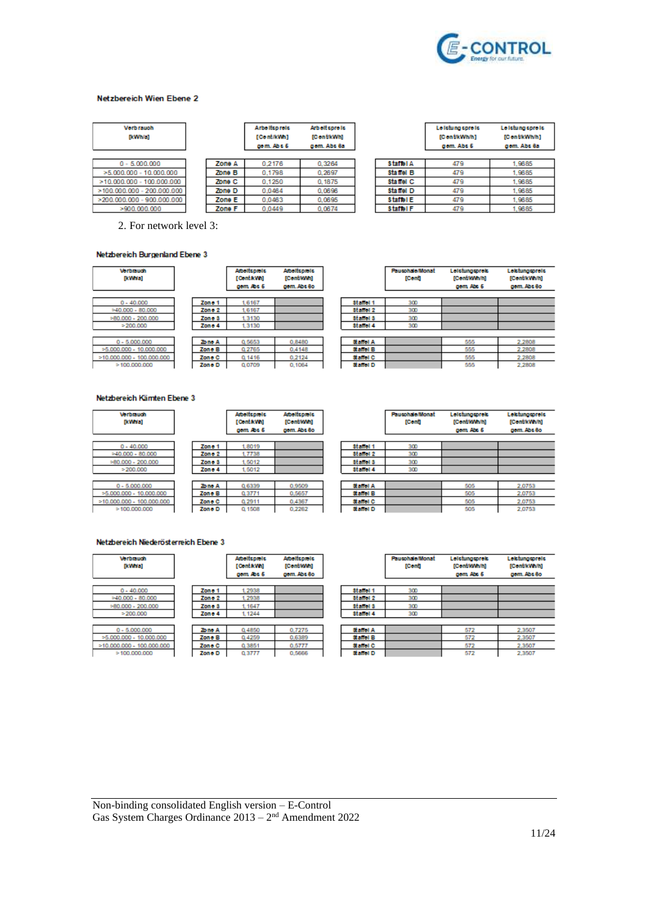### Netzbereich Wien Ebene 2

| Verbrauch [kWh/a] | | Arbeitspreis [Cent/kWh] gem. Abs 5 | Arbeitspreis [Cent/kWh] gem. Abs 6a | | Leistungspreis [Cent/kWh/h] gem. Abs 5 | Leistungspreis [Cent/kWh/h] gem. Abs 6a |
|---|---|---|---|---|---|---|
| 0 - 5.000.000 | Zone A | 0,2176 | 0,3264 | Staffel A | 479 | 1,9685 |
| >5.000.000 - 10.000.000 | Zone B | 0,1798 | 0,2697 | Staffel B | 479 | 1,9685 |
| >10.000.000 - 100.000.000 | Zone C | 0,1250 | 0,1875 | Staffel C | 479 | 1,9685 |
| >100.000.000 - 200.000.000 | Zone D | 0,0464 | 0,0696 | Staffel D | 479 | 1,9685 |
| >200.000.000 - 900.000.000 | Zone E | 0,0463 | 0,0695 | Staffel E | 479 | 1,9685 |
| >900.000.000 | Zone F | 0,0449 | 0,0674 | Staffel F | 479 | 1,9685 |

2. For network level 3:

### Netzbereich Burgenland Ebene 3

| Verbrauch [kWh/a] | | Arbeitspreis [Cent/kWh] gem. Abs 5 | Arbeitspreis [Cent/kWh] gem. Abs 6a | | Pauschale/Monat [Cent] | Leistungspreis [Cent/kWh/h] gem. Abs 5 | Leistungspreis [Cent/kWh/h] gem. Abs 6a |
|---|---|---|---|---|---|---|---|
| 0 - 40.000 | Zone 1 | 1,6167 | | Staffel 1 | 300 | | |
| >40.000 - 80.000 | Zone 2 | 1,6167 | | Staffel 2 | 300 | | |
| >80.000 - 200.000 | Zone 3 | 1,3130 | | Staffel 3 | 300 | | |
| >200.000 | Zone 4 | 1,3130 | | Staffel 4 | 300 | | |
| 0 - 5.000.000 | Zone A | 0,5653 | 0,8480 | Staffel A | | 555 | 2,2808 |
| >5.000.000 - 10.000.000 | Zone B | 0,2765 | 0,4148 | Staffel B | | 555 | 2,2808 |
| >10.000.000 - 100.000.000 | Zone C | 0,1416 | 0,2124 | Staffel C | | 555 | 2,2808 |
| >100.000.000 | Zone D | 0,0709 | 0,1064 | Staffel D | | 555 | 2,2808 |

### Netzbereich Kärnten Ebene 3

| Verbrauch [kWh/a] | | Arbeitspreis [Cent/kWh] gem. Abs 5 | Arbeitspreis [Cent/kWh] gem. Abs 6a | | Pauschale/Monat [Cent] | Leistungspreis [Cent/kWh/h] gem. Abs 5 | Leistungspreis [Cent/kWh/h] gem. Abs 6a |
|---|---|---|---|---|---|---|---|
| 0 - 40.000 | Zone 1 | 1,8019 | | Staffel 1 | 300 | | |
| >40.000 - 80.000 | Zone 2 | 1,7738 | | Staffel 2 | 300 | | |
| >80.000 - 200.000 | Zone 3 | 1,5012 | | Staffel 3 | 300 | | |
| >200.000 | Zone 4 | 1,5012 | | Staffel 4 | 300 | | |
| 0 - 5.000.000 | Zone A | 0,6339 | 0,9509 | Staffel A | | 505 | 2,0753 |
| >5.000.000 - 10.000.000 | Zone B | 0,3771 | 0,5657 | Staffel B | | 505 | 2,0753 |
| >10.000.000 - 100.000.000 | Zone C | 0,2911 | 0,4367 | Staffel C | | 505 | 2,0753 |
| >100.000.000 | Zone D | 0,1508 | 0,2262 | Staffel D | | 505 | 2,0753 |

### Netzbereich Niederösterreich Ebene 3

| Verbrauch [kWh/a] | | Arbeitspreis [Cent/kWh] gem. Abs 5 | Arbeitspreis [Cent/kWh] gem. Abs 6a | | Pauschale/Monat [Cent] | Leistungspreis [Cent/kWh/h] gem. Abs 5 | Leistungspreis [Cent/kWh/h] gem. Abs 6a |
|---|---|---|---|---|---|---|---|
| 0 - 40.000 | Zone 1 | 1,2938 | | Staffel 1 | 300 | | |
| >40.000 - 80.000 | Zone 2 | 1,2938 | | Staffel 2 | 300 | | |
| >80.000 - 200.000 | Zone 3 | 1,1647 | | Staffel 3 | 300 | | |
| >200.000 | Zone 4 | 1,1244 | | Staffel 4 | 300 | | |
| 0 - 5.000.000 | Zone A | 0,4850 | 0,7275 | Staffel A | | 572 | 2,3507 |
| >5.000.000 - 10.000.000 | Zone B | 0,4259 | 0,6389 | Staffel B | | 572 | 2,3507 |
| >10.000.000 - 100.000.000 | Zone C | 0,3851 | 0,5777 | Staffel C | | 572 | 2,3507 |
| >100.000.000 | Zone D | 0,3777 | 0,5666 | Staffel D | | 572 | 2,3507 |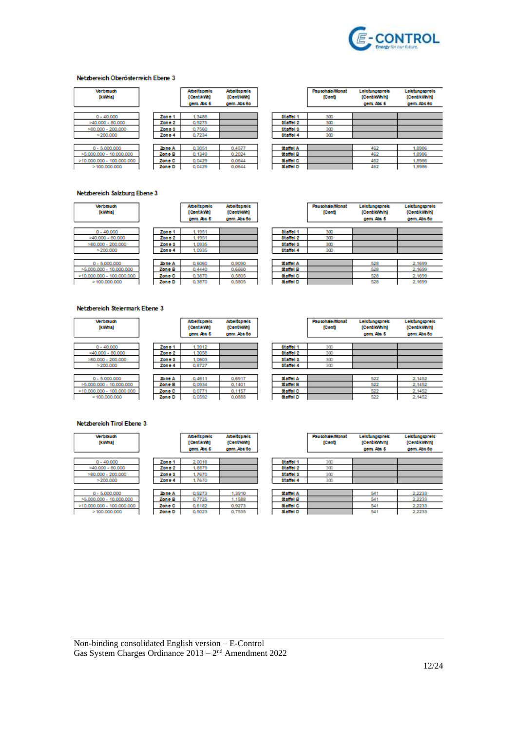#### Netzbereich Oberösterreich Ebene 3

| Verbrauch [kWh/a] | | Arbeitspreis [Cent/kWh] gem. Abs 5 | Arbeitspreis [Cent/kWh] gem. Abs 6a | | Pauschale/Monat [Cent] | Leistungspreis [Cent/kWh/h] gem. Abs 5 | Leistungspreis [Cent/kWh/h] gem. Abs 6a |
|---|---|---|---|---|---|---|---|
| 0 - 40.000 | Zone 1 | 1,3486 | | Staffel 1 | 300 | | |
| >40.000 - 80.000 | Zone 2 | 0,9275 | | Staffel 2 | 300 | | |
| >80.000 - 200.000 | Zone 3 | 0,7560 | | Staffel 3 | 300 | | |
| >200.000 | Zone 4 | 0,7234 | | Staffel 4 | 300 | | |
| 0 - 5.000.000 | Zone A | 0,3051 | 0,4577 | Staffel A | | 462 | 1,8986 |
| >5.000.000 - 10.000.000 | Zone B | 0,1349 | 0,2024 | Staffel B | | 462 | 1,8986 |
| >10.000.000 - 100.000.000 | Zone C | 0,0429 | 0,0644 | Staffel C | | 462 | 1,8986 |
| >100.000.000 | Zone D | 0,0429 | 0,0644 | Staffel D | | 462 | 1,8986 |

#### Netzbereich Salzburg Ebene 3

| Verbrauch [kWh/a] | | Arbeitspreis [Cent/kWh] gem. Abs 5 | Arbeitspreis [Cent/kWh] gem. Abs 6a | | Pauschale/Monat [Cent] | Leistungspreis [Cent/kWh/h] gem. Abs 5 | Leistungspreis [Cent/kWh/h] gem. Abs 6a |
|---|---|---|---|---|---|---|---|
| 0 - 40.000 | Zone 1 | 1,1951 | | Staffel 1 | 300 | | |
| >40.000 - 80.000 | Zone 2 | 1,1951 | | Staffel 2 | 300 | | |
| >80.000 - 200.000 | Zone 3 | 1,0935 | | Staffel 3 | 300 | | |
| >200.000 | Zone 4 | 1,0935 | | Staffel 4 | 300 | | |
| 0 - 5.000.000 | Zone A | 0,6060 | 0,9090 | Staffel A | | 528 | 2,1699 |
| >5.000.000 - 10.000.000 | Zone B | 0,4440 | 0,6660 | Staffel B | | 528 | 2,1699 |
| >10.000.000 - 100.000.000 | Zone C | 0,3870 | 0,5805 | Staffel C | | 528 | 2,1699 |
| >100.000.000 | Zone D | 0,3870 | 0,5805 | Staffel D | | 528 | 2,1699 |

#### Netzbereich Steiermark Ebene 3

| Verbrauch [kWh/a] | | Arbeitspreis [Cent/kWh] gem. Abs 5 | Arbeitspreis [Cent/kWh] gem. Abs 6a | | Pauschale/Monat [Cent] | Leistungspreis [Cent/kWh/h] gem. Abs 5 | Leistungspreis [Cent/kWh/h] gem. Abs 6a |
|---|---|---|---|---|---|---|---|
| 0 - 40.000 | Zone 1 | 1,3912 | | Staffel 1 | 300 | | |
| >40.000 - 80.000 | Zone 2 | 1,3058 | | Staffel 2 | 300 | | |
| >80.000 - 200.000 | Zone 3 | 1,0603 | | Staffel 3 | 300 | | |
| >200.000 | Zone 4 | 0,8727 | | Staffel 4 | 300 | | |
| 0 - 5.000.000 | Zone A | 0,4611 | 0,6917 | Staffel A | | 522 | 2,1452 |
| >5.000.000 - 10.000.000 | Zone B | 0,0934 | 0,1401 | Staffel B | | 522 | 2,1452 |
| >10.000.000 - 100.000.000 | Zone C | 0,0771 | 0,1157 | Staffel C | | 522 | 2,1452 |
| >100.000.000 | Zone D | 0,0592 | 0,0888 | Staffel D | | 522 | 2,1452 |

#### Netzbereich Tirol Ebene 3

| Verbrauch [kWh/a] | | Arbeitspreis [Cent/kWh] gem. Abs 5 | Arbeitspreis [Cent/kWh] gem. Abs 6a | | Pauschale/Monat [Cent] | Leistungspreis [Cent/kWh/h] gem. Abs 5 | Leistungspreis [Cent/kWh/h] gem. Abs 6a |
|---|---|---|---|---|---|---|---|
| 0 - 40.000 | Zone 1 | 2,0018 | | Staffel 1 | 300 | | |
| >40.000 - 80.000 | Zone 2 | 1,8879 | | Staffel 2 | 300 | | |
| >80.000 - 200.000 | Zone 3 | 1,7670 | | Staffel 3 | 300 | | |
| >200.000 | Zone 4 | 1,7670 | | Staffel 4 | 300 | | |
| 0 - 5.000.000 | Zone A | 0,9273 | 1,3910 | Staffel A | | 541 | 2,2233 |
| >5.000.000 - 10.000.000 | Zone B | 0,7725 | 1,1588 | Staffel B | | 541 | 2,2233 |
| >10.000.000 - 100.000.000 | Zone C | 0,6182 | 0,9273 | Staffel C | | 541 | 2,2233 |
| >100.000.000 | Zone D | 0,5023 | 0,7535 | Staffel D | | 541 | 2,2233 |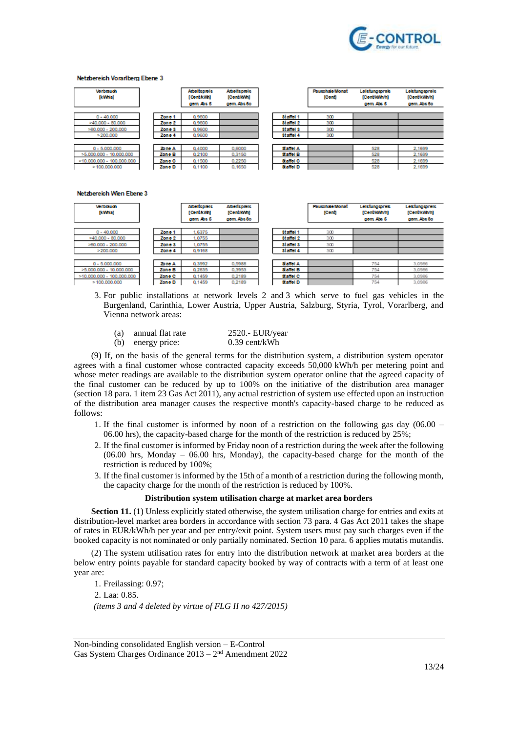Netzbereich Vorarlberg Ebene 3

| Verbrauch [kWh/a] | | Arbeitspreis [Cent/kWh] gem. Abs 5 | Arbeitspreis [Cent/kWh] gem. Abs 8o | | Pauschale/Monat [Cent] | Leistungspreis [Cent/kWh/h] gem. Abs 5 | Leistungspreis [Cent/kWh/h] gem. Abs 8o |
|---|---|---|---|---|---|---|---|
| 0 - 40.000 | Zone 1 | 0,9600 | | Staffel 1 | 300 | | |
| >40.000 - 80.000 | Zone 2 | 0,9600 | | Staffel 2 | 300 | | |
| >80.000 - 200.000 | Zone 3 | 0,9600 | | Staffel 3 | 300 | | |
| >200.000 | Zone 4 | 0,9600 | | Staffel 4 | 300 | | |
| 0 - 5.000.000 | Zone A | 0,4000 | 0,6000 | Staffel A | | 528 | 2,1699 |
| >5.000.000 - 10.000.000 | Zone B | 0,2100 | 0,3150 | Staffel B | | 528 | 2,1699 |
| >10.000.000 - 100.000.000 | Zone C | 0,1500 | 0,2250 | Staffel C | | 528 | 2,1699 |
| >100.000.000 | Zone D | 0,1100 | 0,1650 | Staffel D | | 528 | 2,1699 |

Netzbereich Wien Ebene 3

| Verbrauch [kWh/a] | | Arbeitspreis [Cent/kWh] gem. Abs 5 | Arbeitspreis [Cent/kWh] gem. Abs 8o | | Pauschale/Monat [Cent] | Leistungspreis [Cent/kWh/h] gem. Abs 5 | Leistungspreis [Cent/kWh/h] gem. Abs 8o |
|---|---|---|---|---|---|---|---|
| 0 - 40.000 | Zone 1 | 1,6375 | | Staffel 1 | 300 | | |
| >40.000 - 80.000 | Zone 2 | 1,0755 | | Staffel 2 | 300 | | |
| >80.000 - 200.000 | Zone 3 | 1,0755 | | Staffel 3 | 300 | | |
| >200.000 | Zone 4 | 0,9168 | | Staffel 4 | 300 | | |
| 0 - 5.000.000 | Zone A | 0,3992 | 0,5988 | Staffel A | | 754 | 3,0986 |
| >5.000.000 - 10.000.000 | Zone B | 0,2635 | 0,3953 | Staffel B | | 754 | 3,0986 |
| >10.000.000 - 100.000.000 | Zone C | 0,1459 | 0,2189 | Staffel C | | 754 | 3,0986 |
| >100.000.000 | Zone D | 0,1459 | 0,2189 | Staffel D | | 754 | 3,0986 |

3. For public installations at network levels 2 and 3 which serve to fuel gas vehicles in the Burgenland, Carinthia, Lower Austria, Upper Austria, Salzburg, Styria, Tyrol, Vorarlberg, and Vienna network areas:

   (a) annual flat rate 2520.- EUR/year
   (b) energy price: 0.39 cent/kWh

(9) If, on the basis of the general terms for the distribution system, a distribution system operator agrees with a final customer whose contracted capacity exceeds 50,000 kWh/h per metering point and whose meter readings are available to the distribution system operator online that the agreed capacity of the final customer can be reduced by up to 100% on the initiative of the distribution area manager (section 18 para. 1 item 23 Gas Act 2011), any actual restriction of system use effected upon an instruction of the distribution area manager causes the respective month's capacity-based charge to be reduced as follows:

1. If the final customer is informed by noon of a restriction on the following gas day (06.00 – 06.00 hrs), the capacity-based charge for the month of the restriction is reduced by 25%;
2. If the final customer is informed by Friday noon of a restriction during the week after the following (06.00 hrs, Monday – 06.00 hrs, Monday), the capacity-based charge for the month of the restriction is reduced by 100%;
3. If the final customer is informed by the 15th of a month of a restriction during the following month, the capacity charge for the month of the restriction is reduced by 100%.

**Distribution system utilisation charge at market area borders**

**Section 11.** (1) Unless explicitly stated otherwise, the system utilisation charge for entries and exits at distribution-level market area borders in accordance with section 73 para. 4 Gas Act 2011 takes the shape of rates in EUR/kWh/h per year and per entry/exit point. System users must pay such charges even if the booked capacity is not nominated or only partially nominated. Section 10 para. 6 applies mutatis mutandis.

(2) The system utilisation rates for entry into the distribution network at market area borders at the below entry points payable for standard capacity booked by way of contracts with a term of at least one year are:

1. Freilassing: 0.97;
2. Laa: 0.85.

*(items 3 and 4 deleted by virtue of FLG II no 427/2015)*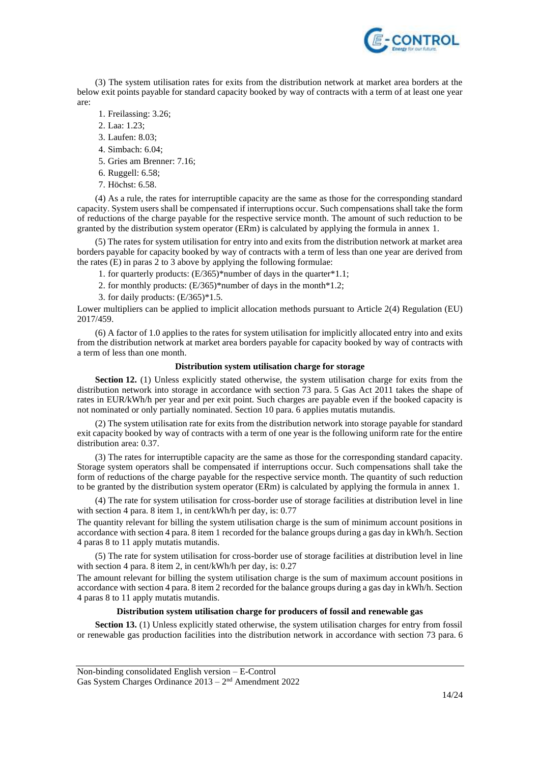(3) The system utilisation rates for exits from the distribution network at market area borders at the below exit points payable for standard capacity booked by way of contracts with a term of at least one year are:

1. Freilassing: 3.26;
2. Laa: 1.23;
3. Laufen: 8.03;
4. Simbach: 6.04;
5. Gries am Brenner: 7.16;
6. Ruggell: 6.58;
7. Höchst: 6.58.

(4) As a rule, the rates for interruptible capacity are the same as those for the corresponding standard capacity. System users shall be compensated if interruptions occur. Such compensations shall take the form of reductions of the charge payable for the respective service month. The amount of such reduction to be granted by the distribution system operator (ERm) is calculated by applying the formula in annex 1.

(5) The rates for system utilisation for entry into and exits from the distribution network at market area borders payable for capacity booked by way of contracts with a term of less than one year are derived from the rates (E) in paras 2 to 3 above by applying the following formulae:

1. for quarterly products: (E/365)*number of days in the quarter*1.1;
2. for monthly products: (E/365)*number of days in the month*1.2;
3. for daily products: (E/365)*1.5.

Lower multipliers can be applied to implicit allocation methods pursuant to Article 2(4) Regulation (EU) 2017/459.

(6) A factor of 1.0 applies to the rates for system utilisation for implicitly allocated entry into and exits from the distribution network at market area borders payable for capacity booked by way of contracts with a term of less than one month.

#### Distribution system utilisation charge for storage

**Section 12.** (1) Unless explicitly stated otherwise, the system utilisation charge for exits from the distribution network into storage in accordance with section 73 para. 5 Gas Act 2011 takes the shape of rates in EUR/kWh/h per year and per exit point. Such charges are payable even if the booked capacity is not nominated or only partially nominated. Section 10 para. 6 applies mutatis mutandis.

(2) The system utilisation rate for exits from the distribution network into storage payable for standard exit capacity booked by way of contracts with a term of one year is the following uniform rate for the entire distribution area: 0.37.

(3) The rates for interruptible capacity are the same as those for the corresponding standard capacity. Storage system operators shall be compensated if interruptions occur. Such compensations shall take the form of reductions of the charge payable for the respective service month. The quantity of such reduction to be granted by the distribution system operator (ERm) is calculated by applying the formula in annex 1.

(4) The rate for system utilisation for cross-border use of storage facilities at distribution level in line with section 4 para. 8 item 1, in cent/kWh/h per day, is: 0.77

The quantity relevant for billing the system utilisation charge is the sum of minimum account positions in accordance with section 4 para. 8 item 1 recorded for the balance groups during a gas day in kWh/h. Section 4 paras 8 to 11 apply mutatis mutandis.

(5) The rate for system utilisation for cross-border use of storage facilities at distribution level in line with section 4 para. 8 item 2, in cent/kWh/h per day, is: 0.27

The amount relevant for billing the system utilisation charge is the sum of maximum account positions in accordance with section 4 para. 8 item 2 recorded for the balance groups during a gas day in kWh/h. Section 4 paras 8 to 11 apply mutatis mutandis.

#### Distribution system utilisation charge for producers of fossil and renewable gas

**Section 13.** (1) Unless explicitly stated otherwise, the system utilisation charges for entry from fossil or renewable gas production facilities into the distribution network in accordance with section 73 para. 6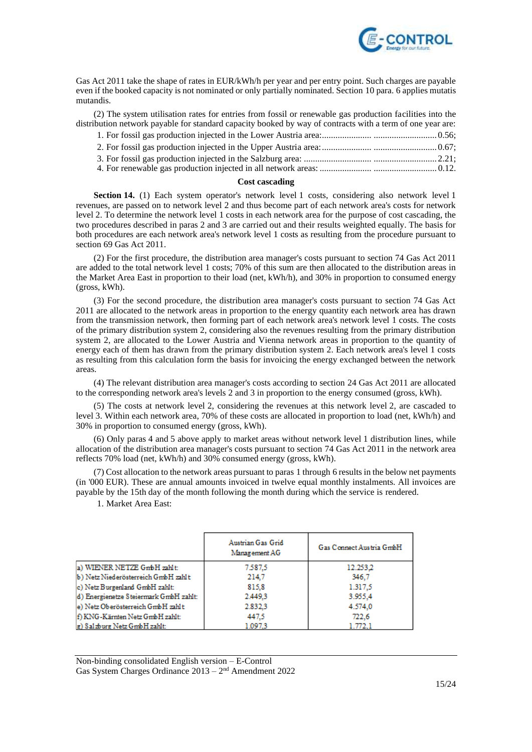Gas Act 2011 take the shape of rates in EUR/kWh/h per year and per entry point. Such charges are payable even if the booked capacity is not nominated or only partially nominated. Section 10 para. 6 applies mutatis mutandis.

(2) The system utilisation rates for entries from fossil or renewable gas production facilities into the distribution network payable for standard capacity booked by way of contracts with a term of one year are:

1. For fossil gas production injected in the Lower Austria area:...................... ............................ 0.56;
2. For fossil gas production injected in the Upper Austria area:...................... ............................ 0.67;
3. For fossil gas production injected in the Salzburg area: ............................. ............................ 2.21;
4. For renewable gas production injected in all network areas: ...................... ............................ 0.12.

**Cost cascading**

**Section 14.** (1) Each system operator's network level 1 costs, considering also network level 1 revenues, are passed on to network level 2 and thus become part of each network area's costs for network level 2. To determine the network level 1 costs in each network area for the purpose of cost cascading, the two procedures described in paras 2 and 3 are carried out and their results weighted equally. The basis for both procedures are each network area's network level 1 costs as resulting from the procedure pursuant to section 69 Gas Act 2011.

(2) For the first procedure, the distribution area manager's costs pursuant to section 74 Gas Act 2011 are added to the total network level 1 costs; 70% of this sum are then allocated to the distribution areas in the Market Area East in proportion to their load (net, kWh/h), and 30% in proportion to consumed energy (gross, kWh).

(3) For the second procedure, the distribution area manager's costs pursuant to section 74 Gas Act 2011 are allocated to the network areas in proportion to the energy quantity each network area has drawn from the transmission network, then forming part of each network area's network level 1 costs. The costs of the primary distribution system 2, considering also the revenues resulting from the primary distribution system 2, are allocated to the Lower Austria and Vienna network areas in proportion to the quantity of energy each of them has drawn from the primary distribution system 2. Each network area's level 1 costs as resulting from this calculation form the basis for invoicing the energy exchanged between the network areas.

(4) The relevant distribution area manager's costs according to section 24 Gas Act 2011 are allocated to the corresponding network area's levels 2 and 3 in proportion to the energy consumed (gross, kWh).

(5) The costs at network level 2, considering the revenues at this network level 2, are cascaded to level 3. Within each network area, 70% of these costs are allocated in proportion to load (net, kWh/h) and 30% in proportion to consumed energy (gross, kWh).

(6) Only paras 4 and 5 above apply to market areas without network level 1 distribution lines, while allocation of the distribution area manager's costs pursuant to section 74 Gas Act 2011 in the network area reflects 70% load (net, kWh/h) and 30% consumed energy (gross, kWh).

(7) Cost allocation to the network areas pursuant to paras 1 through 6 results in the below net payments (in '000 EUR). These are annual amounts invoiced in twelve equal monthly instalments. All invoices are payable by the 15th day of the month following the month during which the service is rendered.

1. Market Area East:

| | Austrian Gas Grid Management AG | Gas Connect Austria GmbH |
|---|---|---|
| a) WIENER NETZE GmbH zahlt: | 7.587,5 | 12.253,2 |
| b) Netz Niederösterreich GmbH zahlt | 214,7 | 346,7 |
| c) Netz Burgenland GmbH zahlt: | 815,8 | 1.317,5 |
| d) Energienetze Steiermark GmbH zahlt: | 2.449,3 | 3.955,4 |
| e) Netz Oberösterreich GmbH zahlt | 2.832,3 | 4.574,0 |
| f) KNG-Kärnten Netz GmbH zahlt: | 447,5 | 722,6 |
| g) Salzburg Netz GmbH zahlt: | 1.097,3 | 1.772,1 |

Non-binding consolidated English version – E-Control
Gas System Charges Ordinance 2013 – 2nd Amendment 2022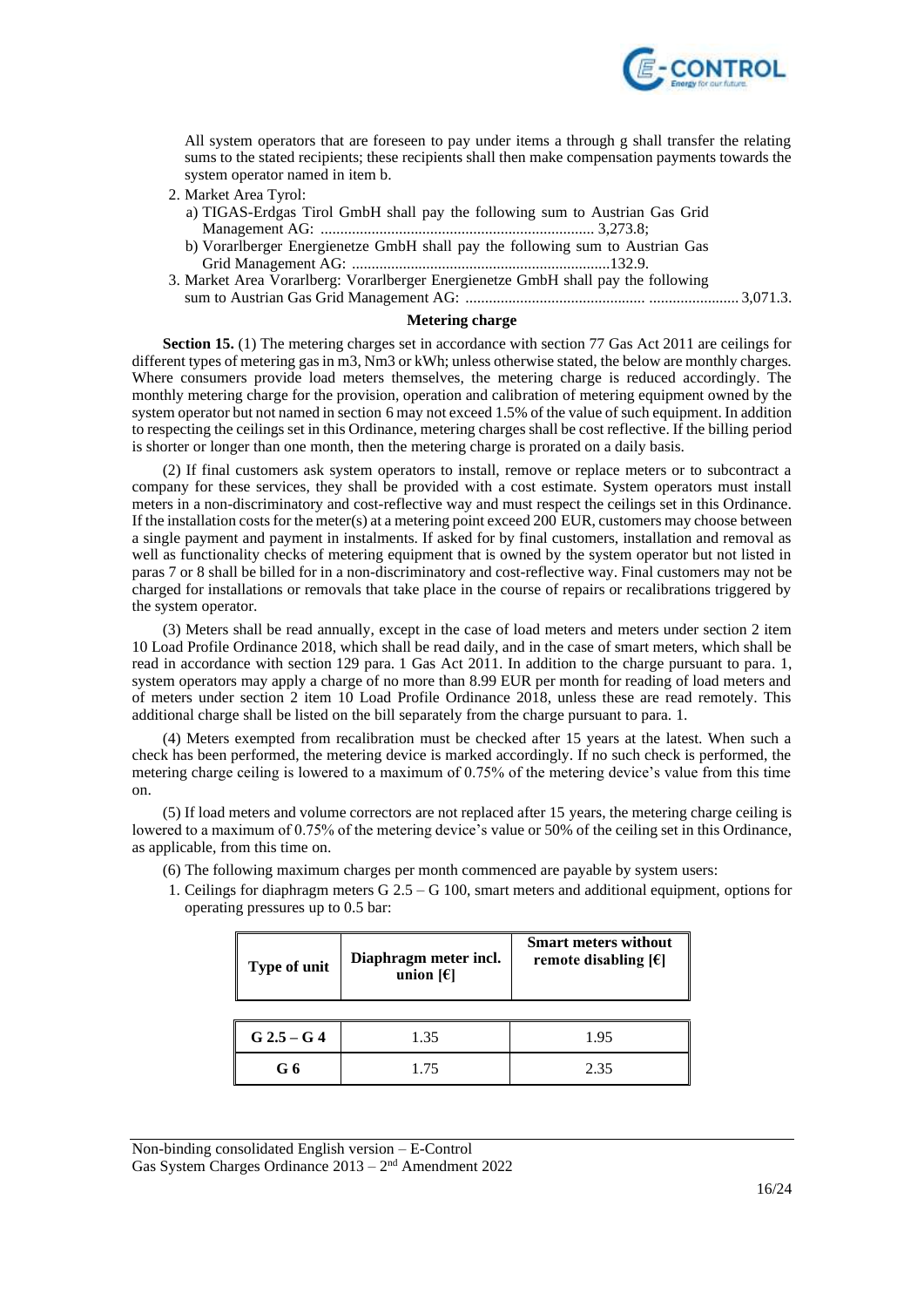All system operators that are foreseen to pay under items a through g shall transfer the relating sums to the stated recipients; these recipients shall then make compensation payments towards the system operator named in item b.

2. Market Area Tyrol:
   a) TIGAS-Erdgas Tirol GmbH shall pay the following sum to Austrian Gas Grid Management AG: ...................................................................... 3,273.8;
   b) Vorarlberger Energienetze GmbH shall pay the following sum to Austrian Gas Grid Management AG: ..................................................................132.9.
3. Market Area Vorarlberg: Vorarlberger Energienetze GmbH shall pay the following sum to Austrian Gas Grid Management AG: ............................................... ....................... 3,071.3.

### Metering charge

**Section 15.** (1) The metering charges set in accordance with section 77 Gas Act 2011 are ceilings for different types of metering gas in m3, Nm3 or kWh; unless otherwise stated, the below are monthly charges. Where consumers provide load meters themselves, the metering charge is reduced accordingly. The monthly metering charge for the provision, operation and calibration of metering equipment owned by the system operator but not named in section 6 may not exceed 1.5% of the value of such equipment. In addition to respecting the ceilings set in this Ordinance, metering charges shall be cost reflective. If the billing period is shorter or longer than one month, then the metering charge is prorated on a daily basis.

(2) If final customers ask system operators to install, remove or replace meters or to subcontract a company for these services, they shall be provided with a cost estimate. System operators must install meters in a non-discriminatory and cost-reflective way and must respect the ceilings set in this Ordinance. If the installation costs for the meter(s) at a metering point exceed 200 EUR, customers may choose between a single payment and payment in instalments. If asked for by final customers, installation and removal as well as functionality checks of metering equipment that is owned by the system operator but not listed in paras 7 or 8 shall be billed for in a non-discriminatory and cost-reflective way. Final customers may not be charged for installations or removals that take place in the course of repairs or recalibrations triggered by the system operator.

(3) Meters shall be read annually, except in the case of load meters and meters under section 2 item 10 Load Profile Ordinance 2018, which shall be read daily, and in the case of smart meters, which shall be read in accordance with section 129 para. 1 Gas Act 2011. In addition to the charge pursuant to para. 1, system operators may apply a charge of no more than 8.99 EUR per month for reading of load meters and of meters under section 2 item 10 Load Profile Ordinance 2018, unless these are read remotely. This additional charge shall be listed on the bill separately from the charge pursuant to para. 1.

(4) Meters exempted from recalibration must be checked after 15 years at the latest. When such a check has been performed, the metering device is marked accordingly. If no such check is performed, the metering charge ceiling is lowered to a maximum of 0.75% of the metering device's value from this time on.

(5) If load meters and volume correctors are not replaced after 15 years, the metering charge ceiling is lowered to a maximum of 0.75% of the metering device's value or 50% of the ceiling set in this Ordinance, as applicable, from this time on.

(6) The following maximum charges per month commenced are payable by system users:

1. Ceilings for diaphragm meters G 2.5 – G 100, smart meters and additional equipment, options for operating pressures up to 0.5 bar:

| Type of unit | Diaphragm meter incl. union [€] | Smart meters without remote disabling [€] |
|---|---|---|
| G 2.5 – G 4 | 1.35 | 1.95 |
| G 6 | 1.75 | 2.35 |

Non-binding consolidated English version – E-Control
Gas System Charges Ordinance 2013 – 2nd Amendment 2022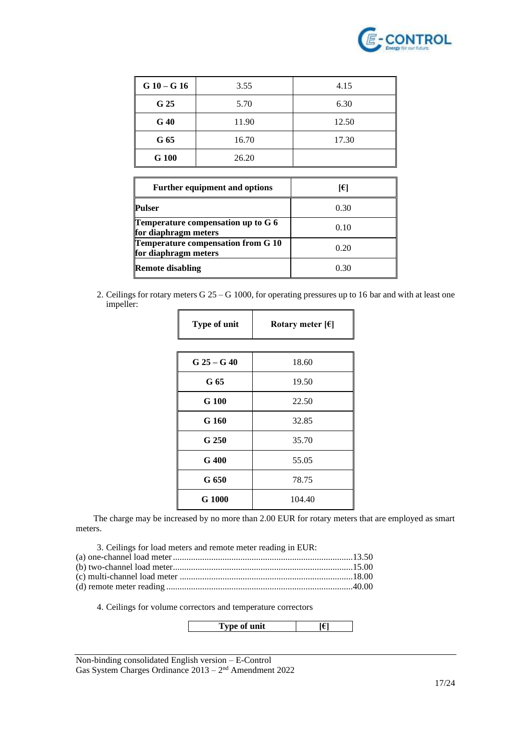| | | |
|---|---|---|
| **G 10 – G 16** | 3.55 | 4.15 |
| **G 25** | 5.70 | 6.30 |
| **G 40** | 11.90 | 12.50 |
| **G 65** | 16.70 | 17.30 |
| **G 100** | 26.20 | |

| Further equipment and options | [€] |
|---|---|
| **Pulser** | 0.30 |
| **Temperature compensation up to G 6 for diaphragm meters** | 0.10 |
| **Temperature compensation from G 10 for diaphragm meters** | 0.20 |
| **Remote disabling** | 0.30 |

2. Ceilings for rotary meters G 25 – G 1000, for operating pressures up to 16 bar and with at least one impeller:

| Type of unit | Rotary meter [€] |
|---|---|
| **G 25 – G 40** | 18.60 |
| **G 65** | 19.50 |
| **G 100** | 22.50 |
| **G 160** | 32.85 |
| **G 250** | 35.70 |
| **G 400** | 55.05 |
| **G 650** | 78.75 |
| **G 1000** | 104.40 |

The charge may be increased by no more than 2.00 EUR for rotary meters that are employed as smart meters.

3. Ceilings for load meters and remote meter reading in EUR:

(a) one-channel load meter ............................................................................13.50
(b) two-channel load meter............................................................................15.00
(c) multi-channel load meter .........................................................................18.00
(d) remote meter reading ...............................................................................40.00

4. Ceilings for volume correctors and temperature correctors

| Type of unit | [€] |
|---|---|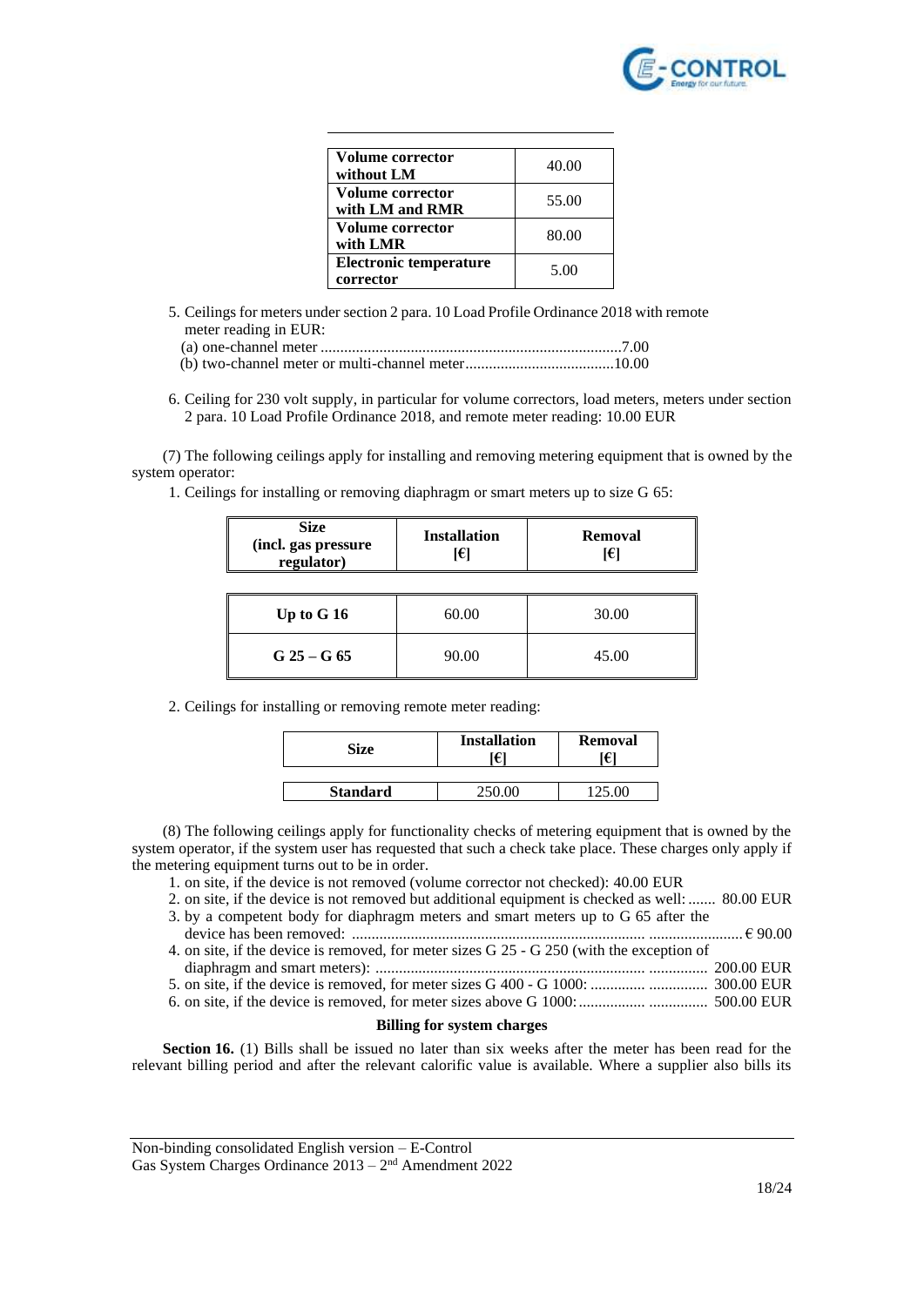| Volume corrector without LM | 40.00 |
|---|---|
| Volume corrector with LM and RMR | 55.00 |
| Volume corrector with LMR | 80.00 |
| Electronic temperature corrector | 5.00 |

5. Ceilings for meters under section 2 para. 10 Load Profile Ordinance 2018 with remote meter reading in EUR:
   (a) one-channel meter ............................................................................7.00
   (b) two-channel meter or multi-channel meter......................................10.00

6. Ceiling for 230 volt supply, in particular for volume correctors, load meters, meters under section 2 para. 10 Load Profile Ordinance 2018, and remote meter reading: 10.00 EUR

(7) The following ceilings apply for installing and removing metering equipment that is owned by the system operator:

1. Ceilings for installing or removing diaphragm or smart meters up to size G 65:

| Size (incl. gas pressure regulator) | Installation [€] | Removal [€] |
|---|---|---|
| Up to G 16 | 60.00 | 30.00 |
| G 25 – G 65 | 90.00 | 45.00 |

2. Ceilings for installing or removing remote meter reading:

| Size | Installation [€] | Removal [€] |
|---|---|---|
| Standard | 250.00 | 125.00 |

(8) The following ceilings apply for functionality checks of metering equipment that is owned by the system operator, if the system user has requested that such a check take place. These charges only apply if the metering equipment turns out to be in order.

1. on site, if the device is not removed (volume corrector not checked): 40.00 EUR
2. on site, if the device is not removed but additional equipment is checked as well: ....... 80.00 EUR
3. by a competent body for diaphragm meters and smart meters up to G 65 after the device has been removed: ............................................................................ ........................ € 90.00
4. on site, if the device is removed, for meter sizes G 25 - G 250 (with the exception of diaphragm and smart meters): .................................................................... ............... 200.00 EUR
5. on site, if the device is removed, for meter sizes G 400 - G 1000: .............. ............... 300.00 EUR
6. on site, if the device is removed, for meter sizes above G 1000: ................ ............... 500.00 EUR

**Billing for system charges**

**Section 16.** (1) Bills shall be issued no later than six weeks after the meter has been read for the relevant billing period and after the relevant calorific value is available. Where a supplier also bills its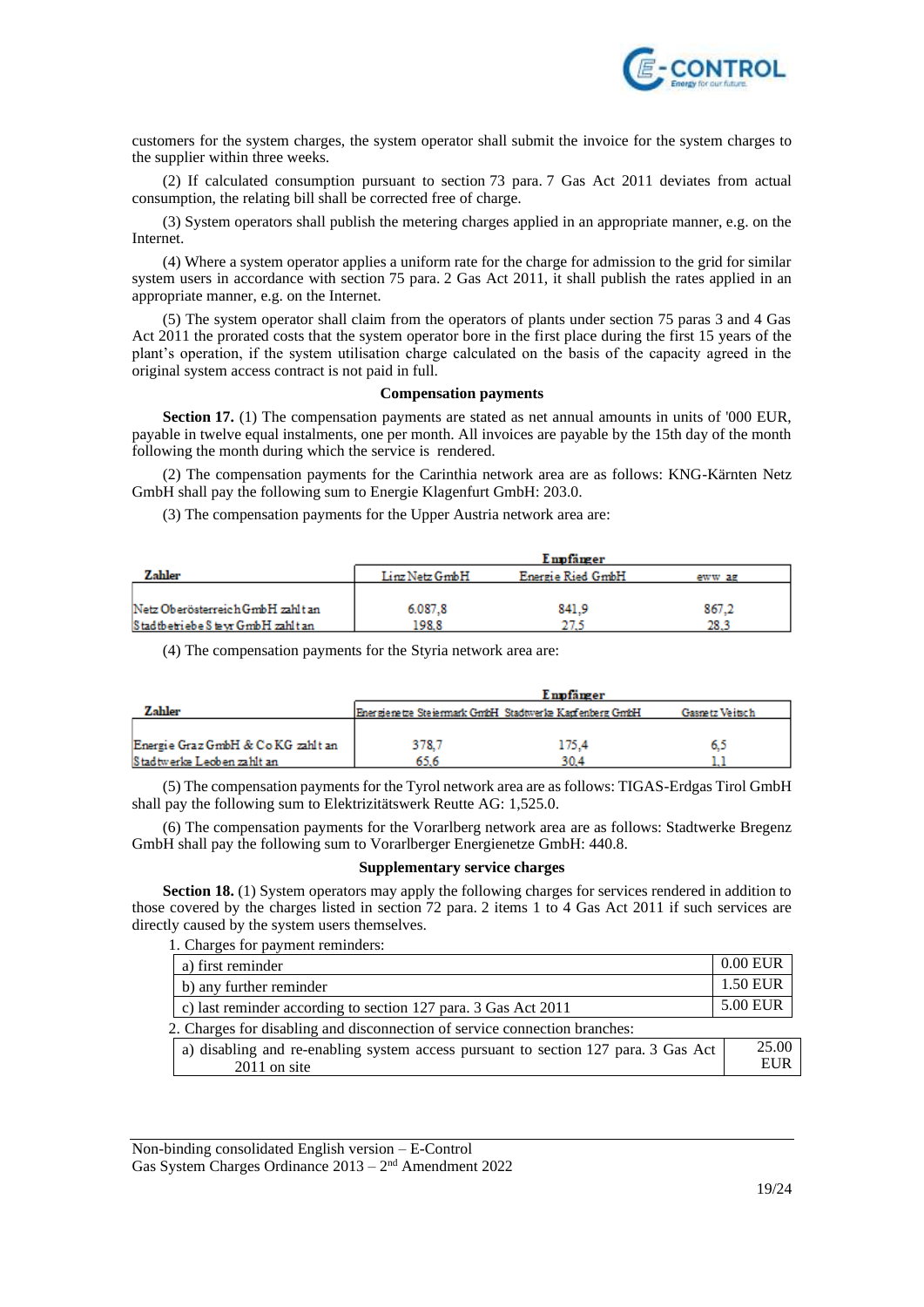customers for the system charges, the system operator shall submit the invoice for the system charges to the supplier within three weeks.

(2) If calculated consumption pursuant to section 73 para. 7 Gas Act 2011 deviates from actual consumption, the relating bill shall be corrected free of charge.

(3) System operators shall publish the metering charges applied in an appropriate manner, e.g. on the Internet.

(4) Where a system operator applies a uniform rate for the charge for admission to the grid for similar system users in accordance with section 75 para. 2 Gas Act 2011, it shall publish the rates applied in an appropriate manner, e.g. on the Internet.

(5) The system operator shall claim from the operators of plants under section 75 paras 3 and 4 Gas Act 2011 the prorated costs that the system operator bore in the first place during the first 15 years of the plant's operation, if the system utilisation charge calculated on the basis of the capacity agreed in the original system access contract is not paid in full.

### Compensation payments

**Section 17.** (1) The compensation payments are stated as net annual amounts in units of '000 EUR, payable in twelve equal instalments, one per month. All invoices are payable by the 15th day of the month following the month during which the service is rendered.

(2) The compensation payments for the Carinthia network area are as follows: KNG-Kärnten Netz GmbH shall pay the following sum to Energie Klagenfurt GmbH: 203.0.

(3) The compensation payments for the Upper Austria network area are:

| Zahler | Empfänger | | |
|---|---|---|---|
| | Linz Netz GmbH | Energie Ried GmbH | eww ag |
| Netz Oberösterreich GmbH zahlt an | 6.087,8 | 841,9 | 867,2 |
| Stadtbetriebe Steyr GmbH zahlt an | 198,8 | 27,5 | 28,3 |

(4) The compensation payments for the Styria network area are:

| Zahler | Empfänger | | |
|---|---|---|---|
| | Energienetze Steiermark GmbH | Stadtwerke Kapfenberg GmbH | Gasnetz Veitsch |
| Energie Graz GmbH & Co KG zahlt an | 378,7 | 175,4 | 6,5 |
| Stadtwerke Leoben zahlt an | 65,6 | 30,4 | 1,1 |

(5) The compensation payments for the Tyrol network area are as follows: TIGAS-Erdgas Tirol GmbH shall pay the following sum to Elektrizitätswerk Reutte AG: 1,525.0.

(6) The compensation payments for the Vorarlberg network area are as follows: Stadtwerke Bregenz GmbH shall pay the following sum to Vorarlberger Energienetze GmbH: 440.8.

### Supplementary service charges

**Section 18.** (1) System operators may apply the following charges for services rendered in addition to those covered by the charges listed in section 72 para. 2 items 1 to 4 Gas Act 2011 if such services are directly caused by the system users themselves.

1. Charges for payment reminders:

| | |
|---|---|
| a) first reminder | 0.00 EUR |
| b) any further reminder | 1.50 EUR |
| c) last reminder according to section 127 para. 3 Gas Act 2011 | 5.00 EUR |

2. Charges for disabling and disconnection of service connection branches:

| | |
|---|---|
| a) disabling and re-enabling system access pursuant to section 127 para. 3 Gas Act 2011 on site | 25.00 EUR |

Non-binding consolidated English version – E-Control
Gas System Charges Ordinance 2013 – 2nd Amendment 2022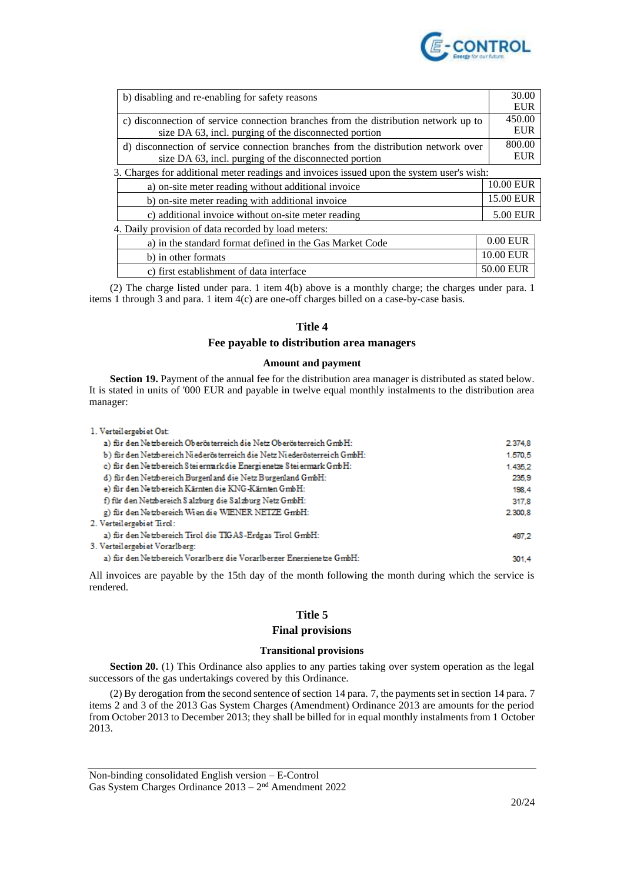| | |
|---|---|
| b) disabling and re-enabling for safety reasons | 30.00 EUR |
| c) disconnection of service connection branches from the distribution network up to size DA 63, incl. purging of the disconnected portion | 450.00 EUR |
| d) disconnection of service connection branches from the distribution network over size DA 63, incl. purging of the disconnected portion | 800.00 EUR |

3. Charges for additional meter readings and invoices issued upon the system user's wish:

| | |
|---|---|
| a) on-site meter reading without additional invoice | 10.00 EUR |
| b) on-site meter reading with additional invoice | 15.00 EUR |
| c) additional invoice without on-site meter reading | 5.00 EUR |

4. Daily provision of data recorded by load meters:

| | |
|---|---|
| a) in the standard format defined in the Gas Market Code | 0.00 EUR |
| b) in other formats | 10.00 EUR |
| c) first establishment of data interface | 50.00 EUR |

(2) The charge listed under para. 1 item 4(b) above is a monthly charge; the charges under para. 1 items 1 through 3 and para. 1 item 4(c) are one-off charges billed on a case-by-case basis.

## Title 4

## Fee payable to distribution area managers

### Amount and payment

**Section 19.** Payment of the annual fee for the distribution area manager is distributed as stated below. It is stated in units of '000 EUR and payable in twelve equal monthly instalments to the distribution area manager:

1. Verteilergebiet Ost:

| | |
|---|---|
| a) für den Netzbereich Oberösterreich die Netz Oberösterreich GmbH: | 2.374,8 |
| b) für den Netzbereich Niederösterreich die Netz Niederösterreich GmbH: | 1.570,5 |
| c) für den Netzbereich Steiermark die Energienetze Steiermark GmbH: | 1.435,2 |
| d) für den Netzbereich Burgenland die Netz Burgenland GmbH: | 235,9 |
| e) für den Netzbereich Kärnten die KNG-Kärnten GmbH: | 198,4 |
| f) für den Netzbereich Salzburg die Salzburg Netz GmbH: | 317,8 |
| g) für den Netzbereich Wien die WIENER NETZE GmbH: | 2.300,8 |

2. Verteilergebiet Tirol:

| | |
|---|---|
| a) für den Netzbereich Tirol die TIGAS-Erdgas Tirol GmbH: | 497,2 |

3. Verteilergebiet Vorarlberg:

| | |
|---|---|
| a) für den Netzbereich Vorarlberg die Vorarlberger Energienetze GmbH: | 301,4 |

All invoices are payable by the 15th day of the month following the month during which the service is rendered.

## Title 5

## Final provisions

### Transitional provisions

**Section 20.** (1) This Ordinance also applies to any parties taking over system operation as the legal successors of the gas undertakings covered by this Ordinance.

(2) By derogation from the second sentence of section 14 para. 7, the payments set in section 14 para. 7 items 2 and 3 of the 2013 Gas System Charges (Amendment) Ordinance 2013 are amounts for the period from October 2013 to December 2013; they shall be billed for in equal monthly instalments from 1 October 2013.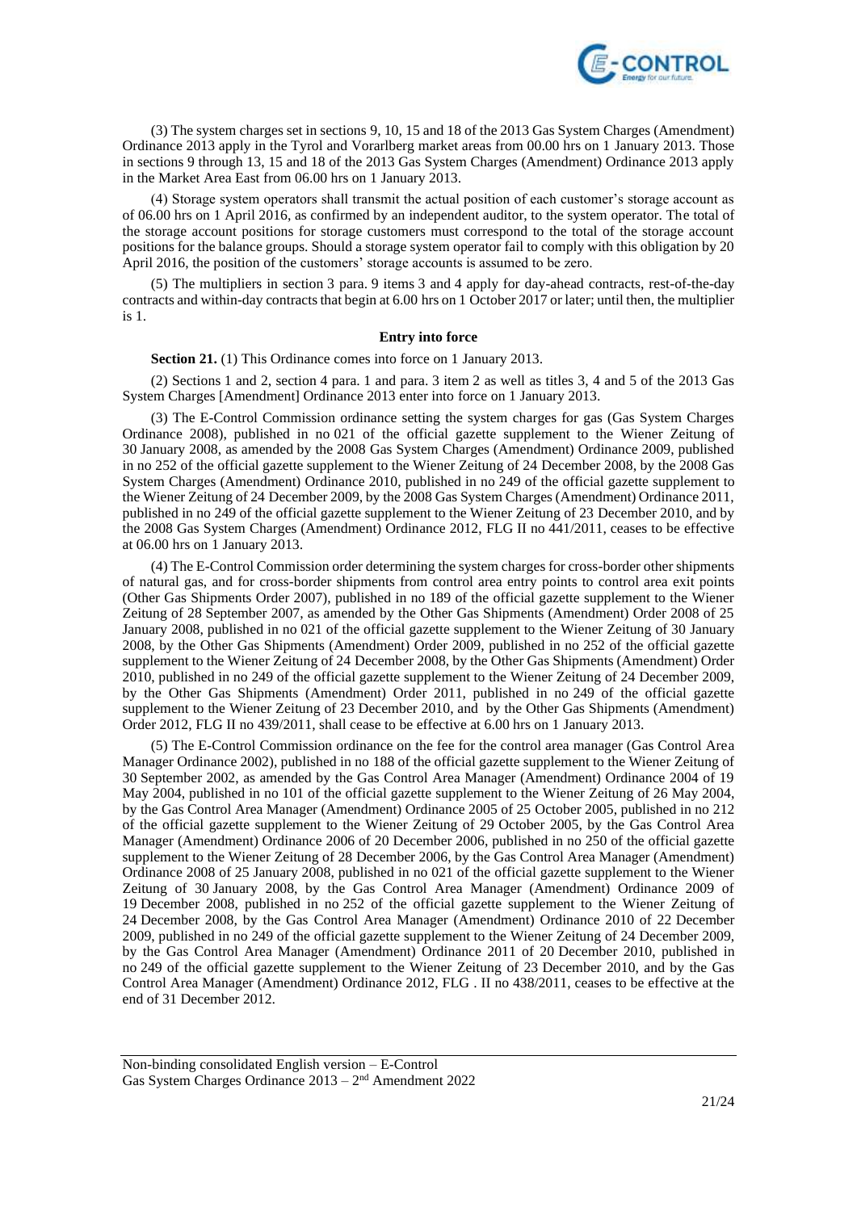(3) The system charges set in sections 9, 10, 15 and 18 of the 2013 Gas System Charges (Amendment) Ordinance 2013 apply in the Tyrol and Vorarlberg market areas from 00.00 hrs on 1 January 2013. Those in sections 9 through 13, 15 and 18 of the 2013 Gas System Charges (Amendment) Ordinance 2013 apply in the Market Area East from 06.00 hrs on 1 January 2013.

(4) Storage system operators shall transmit the actual position of each customer's storage account as of 06.00 hrs on 1 April 2016, as confirmed by an independent auditor, to the system operator. The total of the storage account positions for storage customers must correspond to the total of the storage account positions for the balance groups. Should a storage system operator fail to comply with this obligation by 20 April 2016, the position of the customers' storage accounts is assumed to be zero.

(5) The multipliers in section 3 para. 9 items 3 and 4 apply for day-ahead contracts, rest-of-the-day contracts and within-day contracts that begin at 6.00 hrs on 1 October 2017 or later; until then, the multiplier is 1.

**Entry into force**

**Section 21.** (1) This Ordinance comes into force on 1 January 2013.

(2) Sections 1 and 2, section 4 para. 1 and para. 3 item 2 as well as titles 3, 4 and 5 of the 2013 Gas System Charges [Amendment] Ordinance 2013 enter into force on 1 January 2013.

(3) The E-Control Commission ordinance setting the system charges for gas (Gas System Charges Ordinance 2008), published in no 021 of the official gazette supplement to the Wiener Zeitung of 30 January 2008, as amended by the 2008 Gas System Charges (Amendment) Ordinance 2009, published in no 252 of the official gazette supplement to the Wiener Zeitung of 24 December 2008, by the 2008 Gas System Charges (Amendment) Ordinance 2010, published in no 249 of the official gazette supplement to the Wiener Zeitung of 24 December 2009, by the 2008 Gas System Charges (Amendment) Ordinance 2011, published in no 249 of the official gazette supplement to the Wiener Zeitung of 23 December 2010, and by the 2008 Gas System Charges (Amendment) Ordinance 2012, FLG II no 441/2011, ceases to be effective at 06.00 hrs on 1 January 2013.

(4) The E-Control Commission order determining the system charges for cross-border other shipments of natural gas, and for cross-border shipments from control area entry points to control area exit points (Other Gas Shipments Order 2007), published in no 189 of the official gazette supplement to the Wiener Zeitung of 28 September 2007, as amended by the Other Gas Shipments (Amendment) Order 2008 of 25 January 2008, published in no 021 of the official gazette supplement to the Wiener Zeitung of 30 January 2008, by the Other Gas Shipments (Amendment) Order 2009, published in no 252 of the official gazette supplement to the Wiener Zeitung of 24 December 2008, by the Other Gas Shipments (Amendment) Order 2010, published in no 249 of the official gazette supplement to the Wiener Zeitung of 24 December 2009, by the Other Gas Shipments (Amendment) Order 2011, published in no 249 of the official gazette supplement to the Wiener Zeitung of 23 December 2010, and by the Other Gas Shipments (Amendment) Order 2012, FLG II no 439/2011, shall cease to be effective at 6.00 hrs on 1 January 2013.

(5) The E-Control Commission ordinance on the fee for the control area manager (Gas Control Area Manager Ordinance 2002), published in no 188 of the official gazette supplement to the Wiener Zeitung of 30 September 2002, as amended by the Gas Control Area Manager (Amendment) Ordinance 2004 of 19 May 2004, published in no 101 of the official gazette supplement to the Wiener Zeitung of 26 May 2004, by the Gas Control Area Manager (Amendment) Ordinance 2005 of 25 October 2005, published in no 212 of the official gazette supplement to the Wiener Zeitung of 29 October 2005, by the Gas Control Area Manager (Amendment) Ordinance 2006 of 20 December 2006, published in no 250 of the official gazette supplement to the Wiener Zeitung of 28 December 2006, by the Gas Control Area Manager (Amendment) Ordinance 2008 of 25 January 2008, published in no 021 of the official gazette supplement to the Wiener Zeitung of 30 January 2008, by the Gas Control Area Manager (Amendment) Ordinance 2009 of 19 December 2008, published in no 252 of the official gazette supplement to the Wiener Zeitung of 24 December 2008, by the Gas Control Area Manager (Amendment) Ordinance 2010 of 22 December 2009, published in no 249 of the official gazette supplement to the Wiener Zeitung of 24 December 2009, by the Gas Control Area Manager (Amendment) Ordinance 2011 of 20 December 2010, published in no 249 of the official gazette supplement to the Wiener Zeitung of 23 December 2010, and by the Gas Control Area Manager (Amendment) Ordinance 2012, FLG . II no 438/2011, ceases to be effective at the end of 31 December 2012.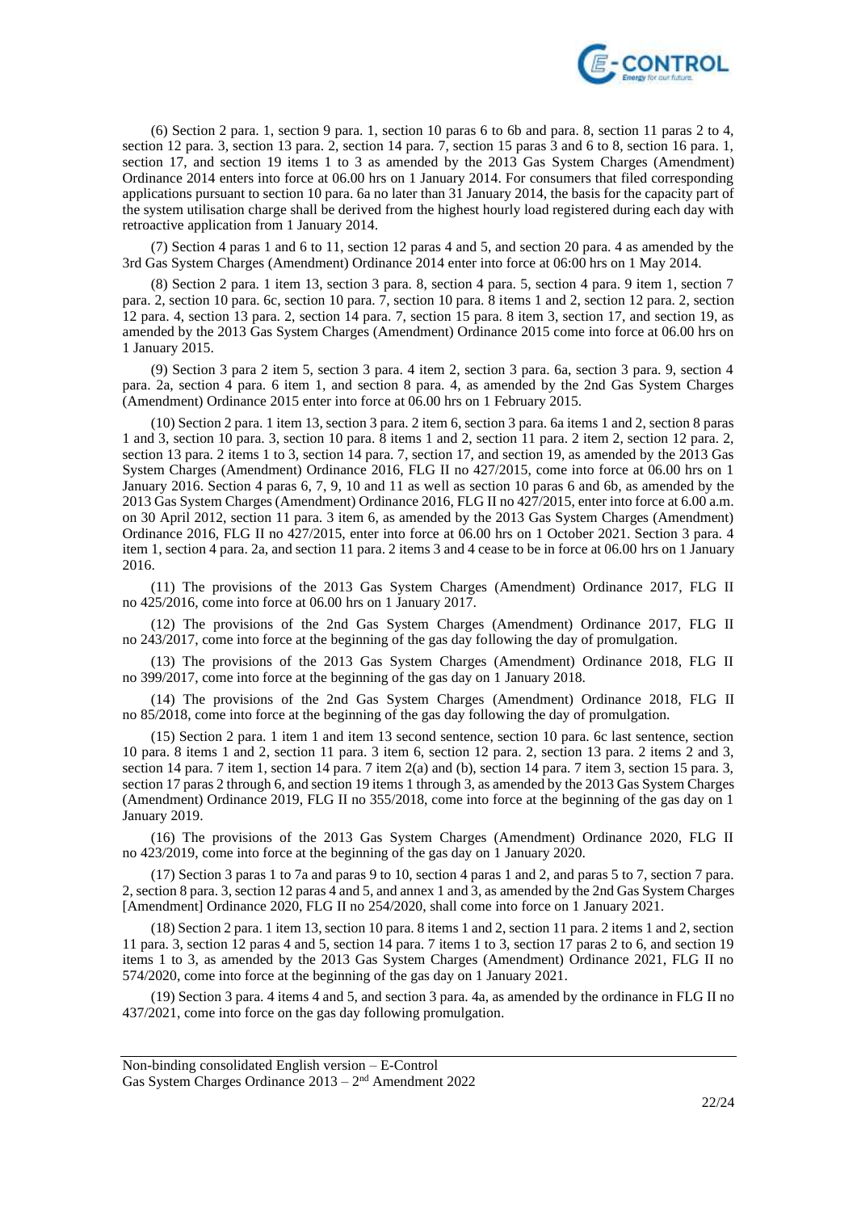(6) Section 2 para. 1, section 9 para. 1, section 10 paras 6 to 6b and para. 8, section 11 paras 2 to 4, section 12 para. 3, section 13 para. 2, section 14 para. 7, section 15 paras 3 and 6 to 8, section 16 para. 1, section 17, and section 19 items 1 to 3 as amended by the 2013 Gas System Charges (Amendment) Ordinance 2014 enters into force at 06.00 hrs on 1 January 2014. For consumers that filed corresponding applications pursuant to section 10 para. 6a no later than 31 January 2014, the basis for the capacity part of the system utilisation charge shall be derived from the highest hourly load registered during each day with retroactive application from 1 January 2014.

(7) Section 4 paras 1 and 6 to 11, section 12 paras 4 and 5, and section 20 para. 4 as amended by the 3rd Gas System Charges (Amendment) Ordinance 2014 enter into force at 06:00 hrs on 1 May 2014.

(8) Section 2 para. 1 item 13, section 3 para. 8, section 4 para. 5, section 4 para. 9 item 1, section 7 para. 2, section 10 para. 6c, section 10 para. 7, section 10 para. 8 items 1 and 2, section 12 para. 2, section 12 para. 4, section 13 para. 2, section 14 para. 7, section 15 para. 8 item 3, section 17, and section 19, as amended by the 2013 Gas System Charges (Amendment) Ordinance 2015 come into force at 06.00 hrs on 1 January 2015.

(9) Section 3 para 2 item 5, section 3 para. 4 item 2, section 3 para. 6a, section 3 para. 9, section 4 para. 2a, section 4 para. 6 item 1, and section 8 para. 4, as amended by the 2nd Gas System Charges (Amendment) Ordinance 2015 enter into force at 06.00 hrs on 1 February 2015.

(10) Section 2 para. 1 item 13, section 3 para. 2 item 6, section 3 para. 6a items 1 and 2, section 8 paras 1 and 3, section 10 para. 3, section 10 para. 8 items 1 and 2, section 11 para. 2 item 2, section 12 para. 2, section 13 para. 2 items 1 to 3, section 14 para. 7, section 17, and section 19, as amended by the 2013 Gas System Charges (Amendment) Ordinance 2016, FLG II no 427/2015, come into force at 06.00 hrs on 1 January 2016. Section 4 paras 6, 7, 9, 10 and 11 as well as section 10 paras 6 and 6b, as amended by the 2013 Gas System Charges (Amendment) Ordinance 2016, FLG II no 427/2015, enter into force at 6.00 a.m. on 30 April 2012, section 11 para. 3 item 6, as amended by the 2013 Gas System Charges (Amendment) Ordinance 2016, FLG II no 427/2015, enter into force at 06.00 hrs on 1 October 2021. Section 3 para. 4 item 1, section 4 para. 2a, and section 11 para. 2 items 3 and 4 cease to be in force at 06.00 hrs on 1 January 2016.

(11) The provisions of the 2013 Gas System Charges (Amendment) Ordinance 2017, FLG II no 425/2016, come into force at 06.00 hrs on 1 January 2017.

(12) The provisions of the 2nd Gas System Charges (Amendment) Ordinance 2017, FLG II no 243/2017, come into force at the beginning of the gas day following the day of promulgation.

(13) The provisions of the 2013 Gas System Charges (Amendment) Ordinance 2018, FLG II no 399/2017, come into force at the beginning of the gas day on 1 January 2018.

(14) The provisions of the 2nd Gas System Charges (Amendment) Ordinance 2018, FLG II no 85/2018, come into force at the beginning of the gas day following the day of promulgation.

(15) Section 2 para. 1 item 1 and item 13 second sentence, section 10 para. 6c last sentence, section 10 para. 8 items 1 and 2, section 11 para. 3 item 6, section 12 para. 2, section 13 para. 2 items 2 and 3, section 14 para. 7 item 1, section 14 para. 7 item 2(a) and (b), section 14 para. 7 item 3, section 15 para. 3, section 17 paras 2 through 6, and section 19 items 1 through 3, as amended by the 2013 Gas System Charges (Amendment) Ordinance 2019, FLG II no 355/2018, come into force at the beginning of the gas day on 1 January 2019.

(16) The provisions of the 2013 Gas System Charges (Amendment) Ordinance 2020, FLG II no 423/2019, come into force at the beginning of the gas day on 1 January 2020.

(17) Section 3 paras 1 to 7a and paras 9 to 10, section 4 paras 1 and 2, and paras 5 to 7, section 7 para. 2, section 8 para. 3, section 12 paras 4 and 5, and annex 1 and 3, as amended by the 2nd Gas System Charges [Amendment] Ordinance 2020, FLG II no 254/2020, shall come into force on 1 January 2021.

(18) Section 2 para. 1 item 13, section 10 para. 8 items 1 and 2, section 11 para. 2 items 1 and 2, section 11 para. 3, section 12 paras 4 and 5, section 14 para. 7 items 1 to 3, section 17 paras 2 to 6, and section 19 items 1 to 3, as amended by the 2013 Gas System Charges (Amendment) Ordinance 2021, FLG II no 574/2020, come into force at the beginning of the gas day on 1 January 2021.

(19) Section 3 para. 4 items 4 and 5, and section 3 para. 4a, as amended by the ordinance in FLG II no 437/2021, come into force on the gas day following promulgation.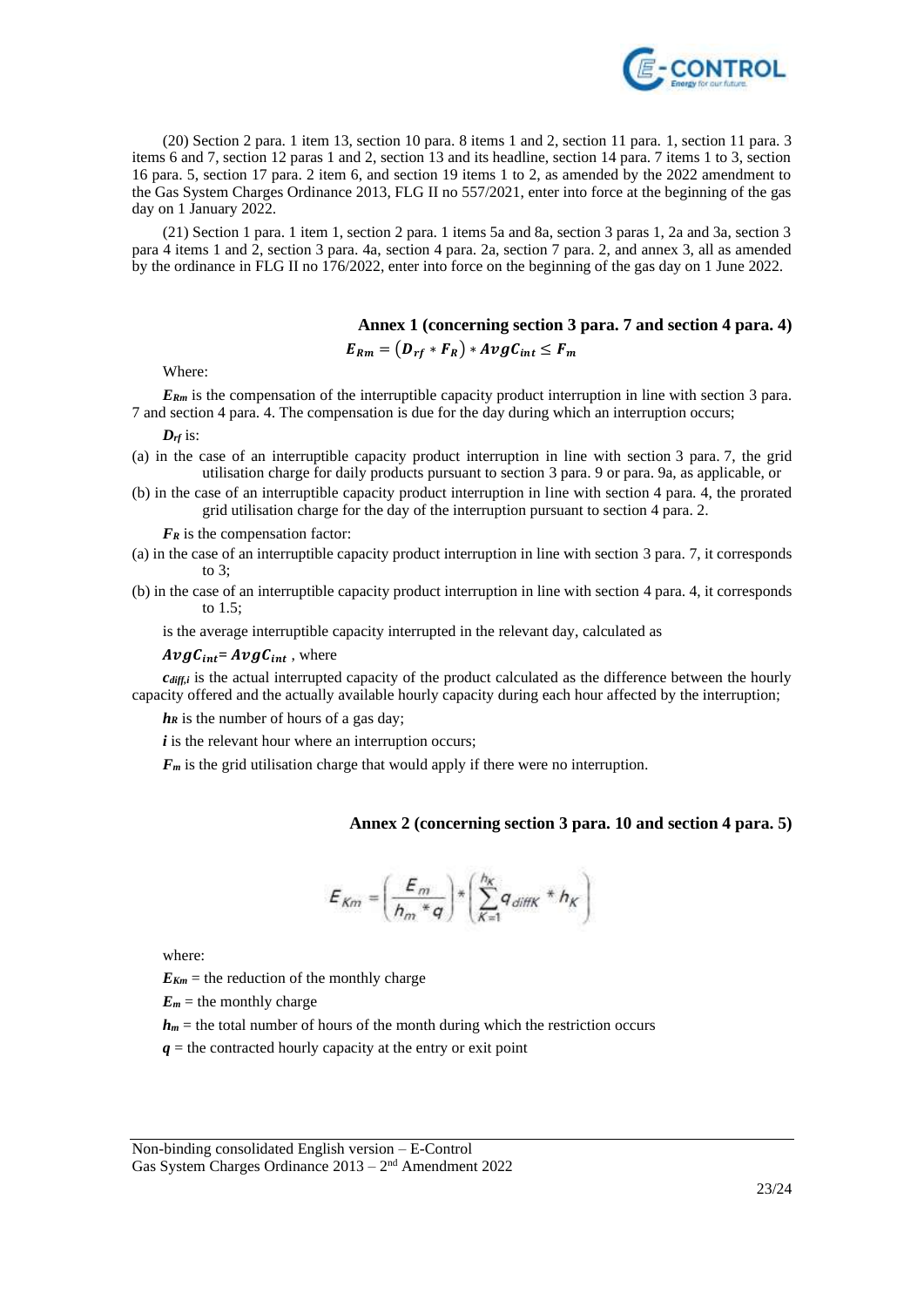(20) Section 2 para. 1 item 13, section 10 para. 8 items 1 and 2, section 11 para. 1, section 11 para. 3 items 6 and 7, section 12 paras 1 and 2, section 13 and its headline, section 14 para. 7 items 1 to 3, section 16 para. 5, section 17 para. 2 item 6, and section 19 items 1 to 2, as amended by the 2022 amendment to the Gas System Charges Ordinance 2013, FLG II no 557/2021, enter into force at the beginning of the gas day on 1 January 2022.

(21) Section 1 para. 1 item 1, section 2 para. 1 items 5a and 8a, section 3 paras 1, 2a and 3a, section 3 para 4 items 1 and 2, section 3 para. 4a, section 4 para. 2a, section 7 para. 2, and annex 3, all as amended by the ordinance in FLG II no 176/2022, enter into force on the beginning of the gas day on 1 June 2022.

## Annex 1 (concerning section 3 para. 7 and section 4 para. 4)

$$E_{Rm} = (D_{rf} * F_R) * AvgC_{int} \leq F_m$$

Where:

$E_{Rm}$ is the compensation of the interruptible capacity product interruption in line with section 3 para. 7 and section 4 para. 4. The compensation is due for the day during which an interruption occurs;

$D_{rf}$ is:

(a) in the case of an interruptible capacity product interruption in line with section 3 para. 7, the grid utilisation charge for daily products pursuant to section 3 para. 9 or para. 9a, as applicable, or

(b) in the case of an interruptible capacity product interruption in line with section 4 para. 4, the prorated grid utilisation charge for the day of the interruption pursuant to section 4 para. 2.

$F_R$ is the compensation factor:

(a) in the case of an interruptible capacity product interruption in line with section 3 para. 7, it corresponds to 3;

(b) in the case of an interruptible capacity product interruption in line with section 4 para. 4, it corresponds to 1.5;

is the average interruptible capacity interrupted in the relevant day, calculated as

$AvgC_{int} = AvgC_{int}$ , where

$c_{diff,i}$ is the actual interrupted capacity of the product calculated as the difference between the hourly capacity offered and the actually available hourly capacity during each hour affected by the interruption;

$h_R$ is the number of hours of a gas day;

$i$ is the relevant hour where an interruption occurs;

$F_m$ is the grid utilisation charge that would apply if there were no interruption.

## Annex 2 (concerning section 3 para. 10 and section 4 para. 5)

$$E_{Km} = \left(\frac{E_m}{h_m * q}\right) * \left(\sum_{K=1}^{h_K} q_{diffK} * h_K\right)$$

where:

$E_{Km}$ = the reduction of the monthly charge

$E_m$ = the monthly charge

$h_m$ = the total number of hours of the month during which the restriction occurs

$q$ = the contracted hourly capacity at the entry or exit point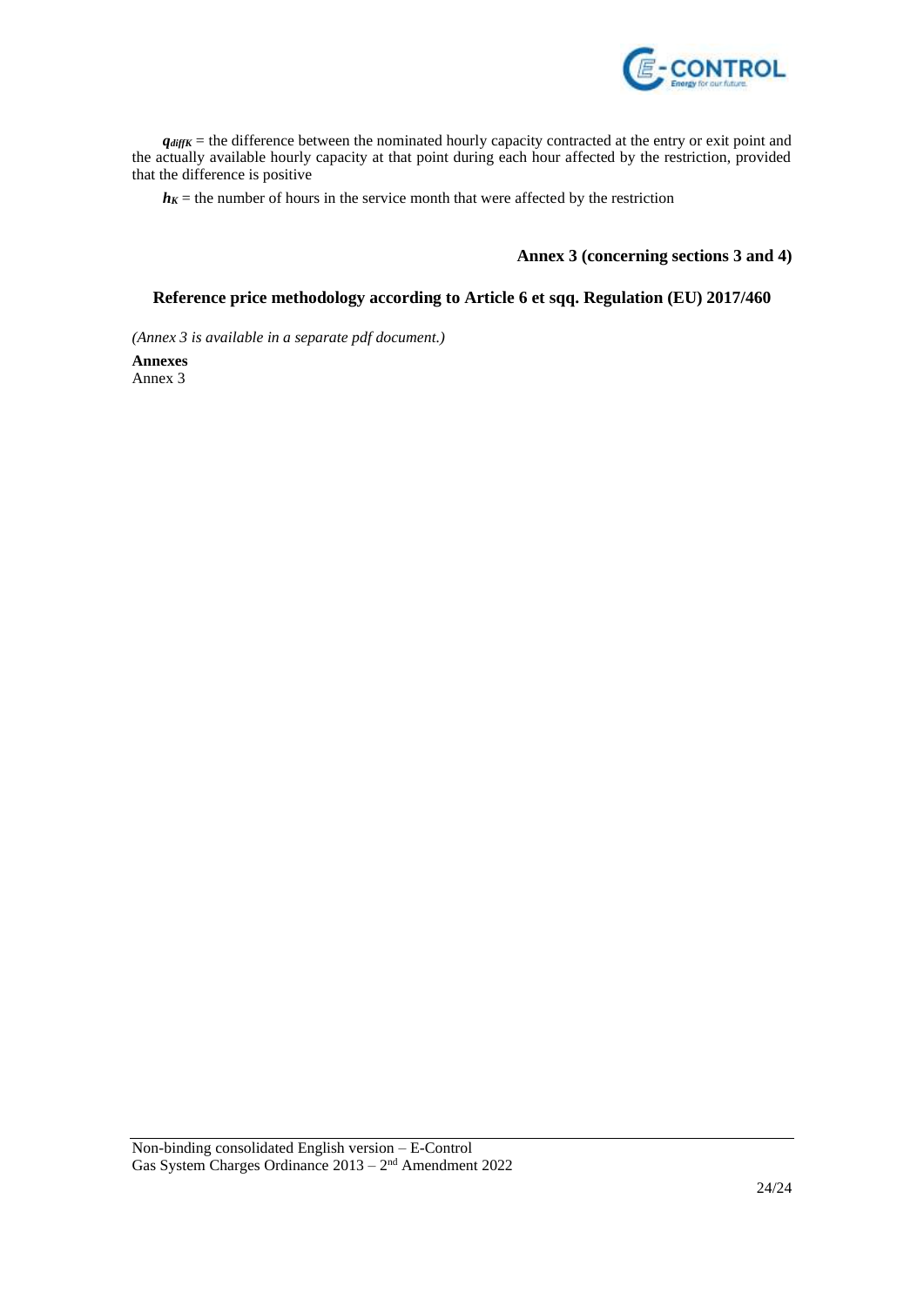$q_{diffK}$ = the difference between the nominated hourly capacity contracted at the entry or exit point and the actually available hourly capacity at that point during each hour affected by the restriction, provided that the difference is positive

$h_K$ = the number of hours in the service month that were affected by the restriction

**Annex 3 (concerning sections 3 and 4)**

## Reference price methodology according to Article 6 et sqq. Regulation (EU) 2017/460

*(Annex 3 is available in a separate pdf document.)*

**Annexes**
Annex 3